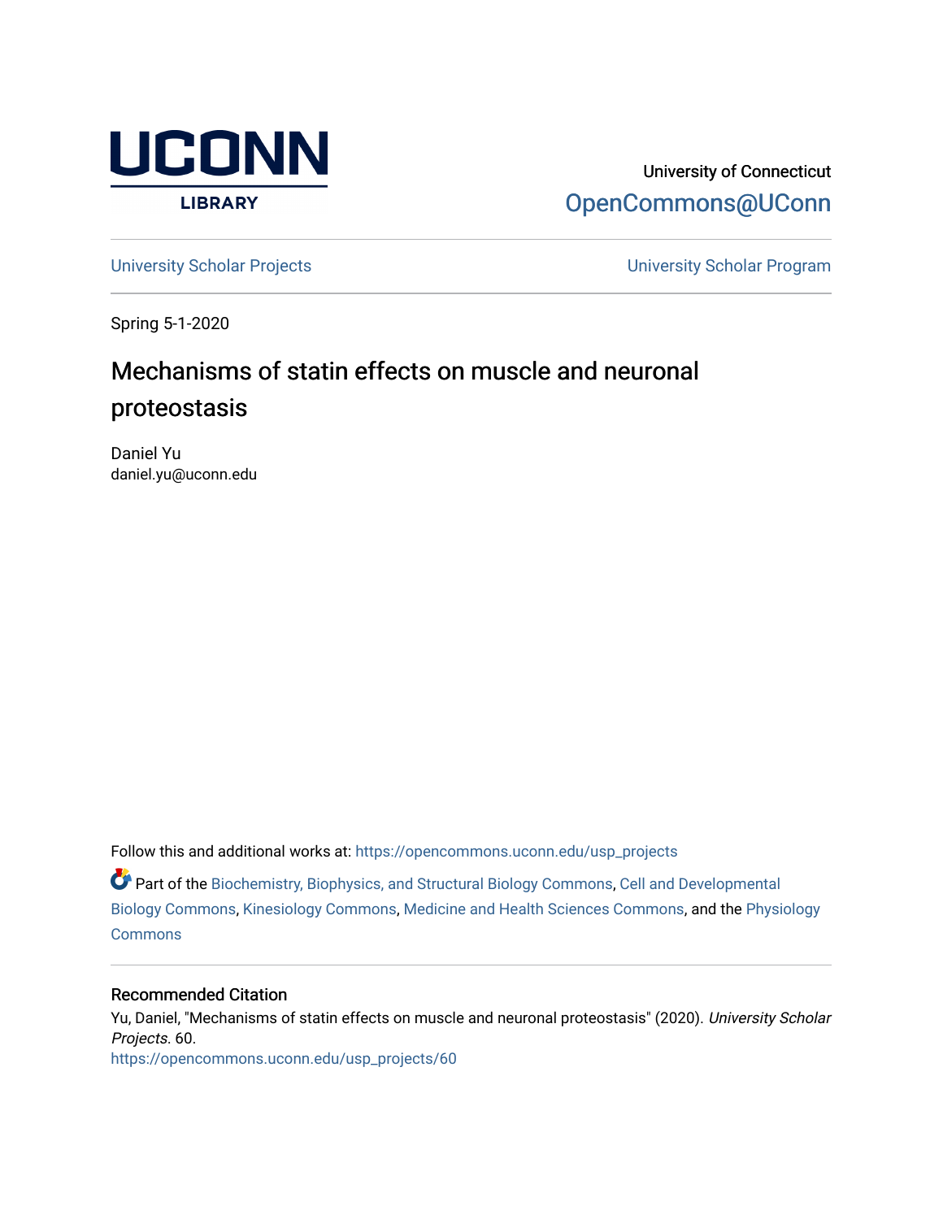UCONN LIBRARY

University of Connecticut

OpenCommons@UConn

University Scholar Projects — University Scholar Program

Spring 5-1-2020

# Mechanisms of statin effects on muscle and neuronal proteostasis

Daniel Yu
daniel.yu@uconn.edu

Follow this and additional works at: https://opencommons.uconn.edu/usp_projects

Part of the Biochemistry, Biophysics, and Structural Biology Commons, Cell and Developmental Biology Commons, Kinesiology Commons, Medicine and Health Sciences Commons, and the Physiology Commons

## Recommended Citation

Yu, Daniel, "Mechanisms of statin effects on muscle and neuronal proteostasis" (2020). *University Scholar Projects*. 60.
https://opencommons.uconn.edu/usp_projects/60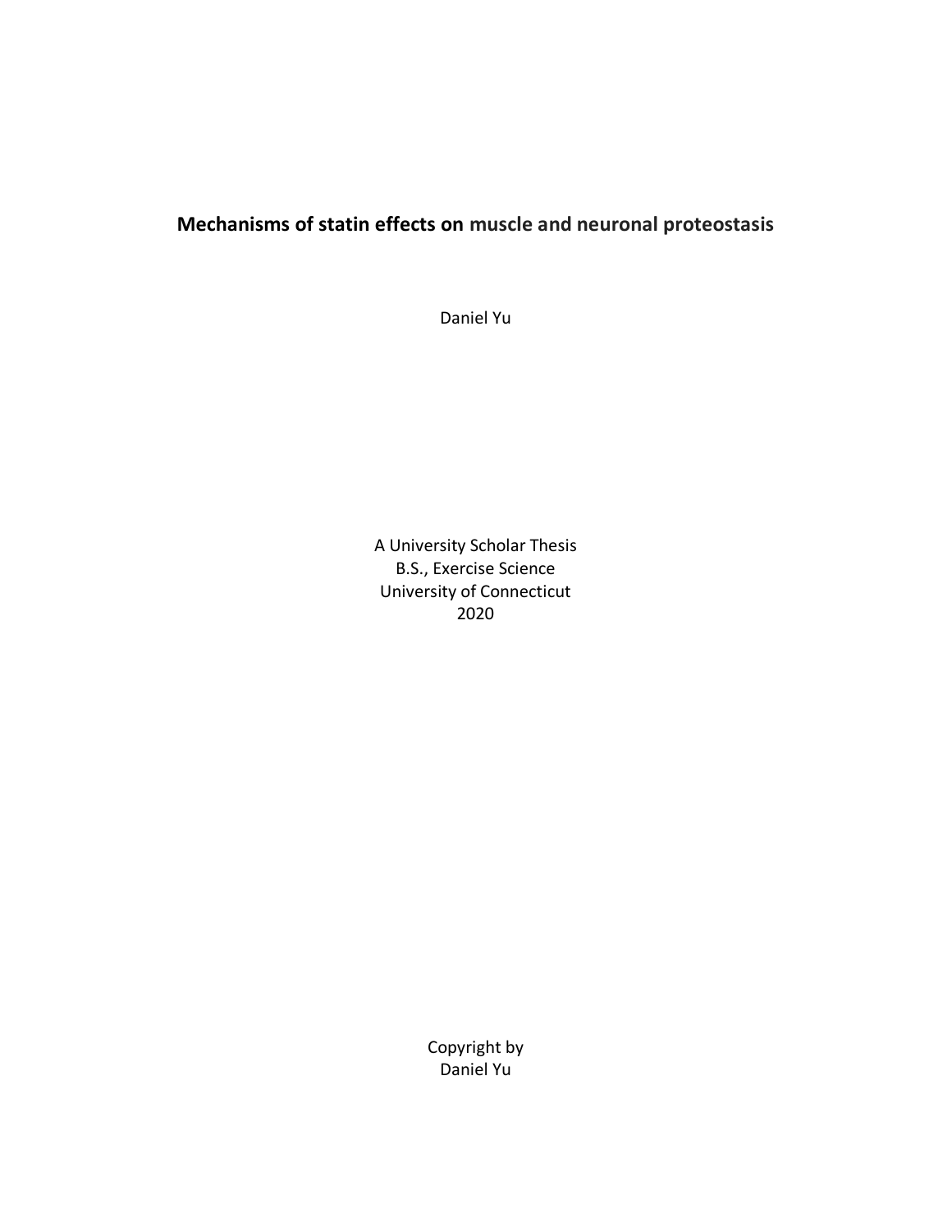# Mechanisms of statin effects on muscle and neuronal proteostasis

Daniel Yu

A University Scholar Thesis
B.S., Exercise Science
University of Connecticut
2020

Copyright by
Daniel Yu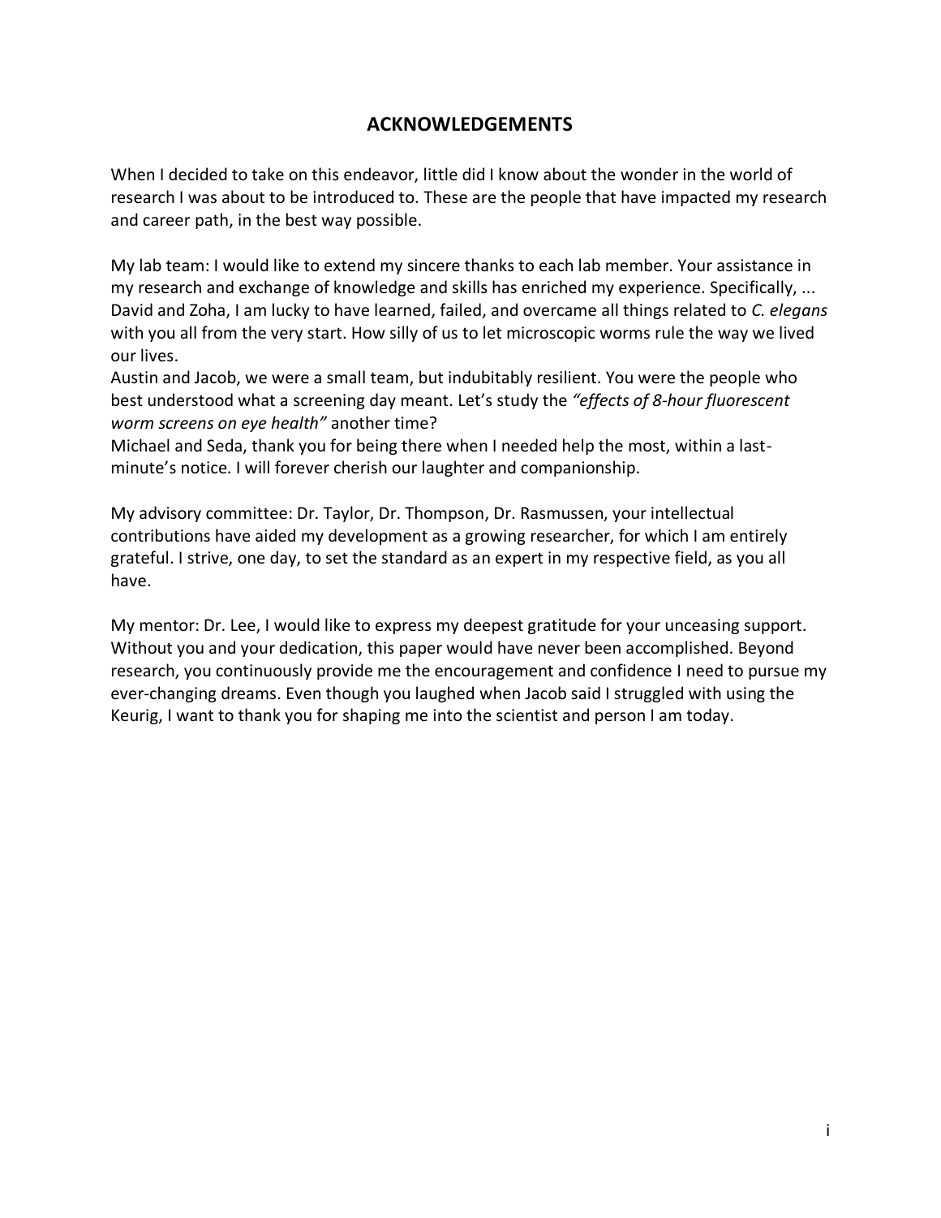# ACKNOWLEDGEMENTS

When I decided to take on this endeavor, little did I know about the wonder in the world of research I was about to be introduced to. These are the people that have impacted my research and career path, in the best way possible.

My lab team: I would like to extend my sincere thanks to each lab member. Your assistance in my research and exchange of knowledge and skills has enriched my experience. Specifically, ...
David and Zoha, I am lucky to have learned, failed, and overcame all things related to *C. elegans* with you all from the very start. How silly of us to let microscopic worms rule the way we lived our lives.
Austin and Jacob, we were a small team, but indubitably resilient. You were the people who best understood what a screening day meant. Let's study the *"effects of 8-hour fluorescent worm screens on eye health"* another time?
Michael and Seda, thank you for being there when I needed help the most, within a last-minute's notice. I will forever cherish our laughter and companionship.

My advisory committee: Dr. Taylor, Dr. Thompson, Dr. Rasmussen, your intellectual contributions have aided my development as a growing researcher, for which I am entirely grateful. I strive, one day, to set the standard as an expert in my respective field, as you all have.

My mentor: Dr. Lee, I would like to express my deepest gratitude for your unceasing support. Without you and your dedication, this paper would have never been accomplished. Beyond research, you continuously provide me the encouragement and confidence I need to pursue my ever-changing dreams. Even though you laughed when Jacob said I struggled with using the Keurig, I want to thank you for shaping me into the scientist and person I am today.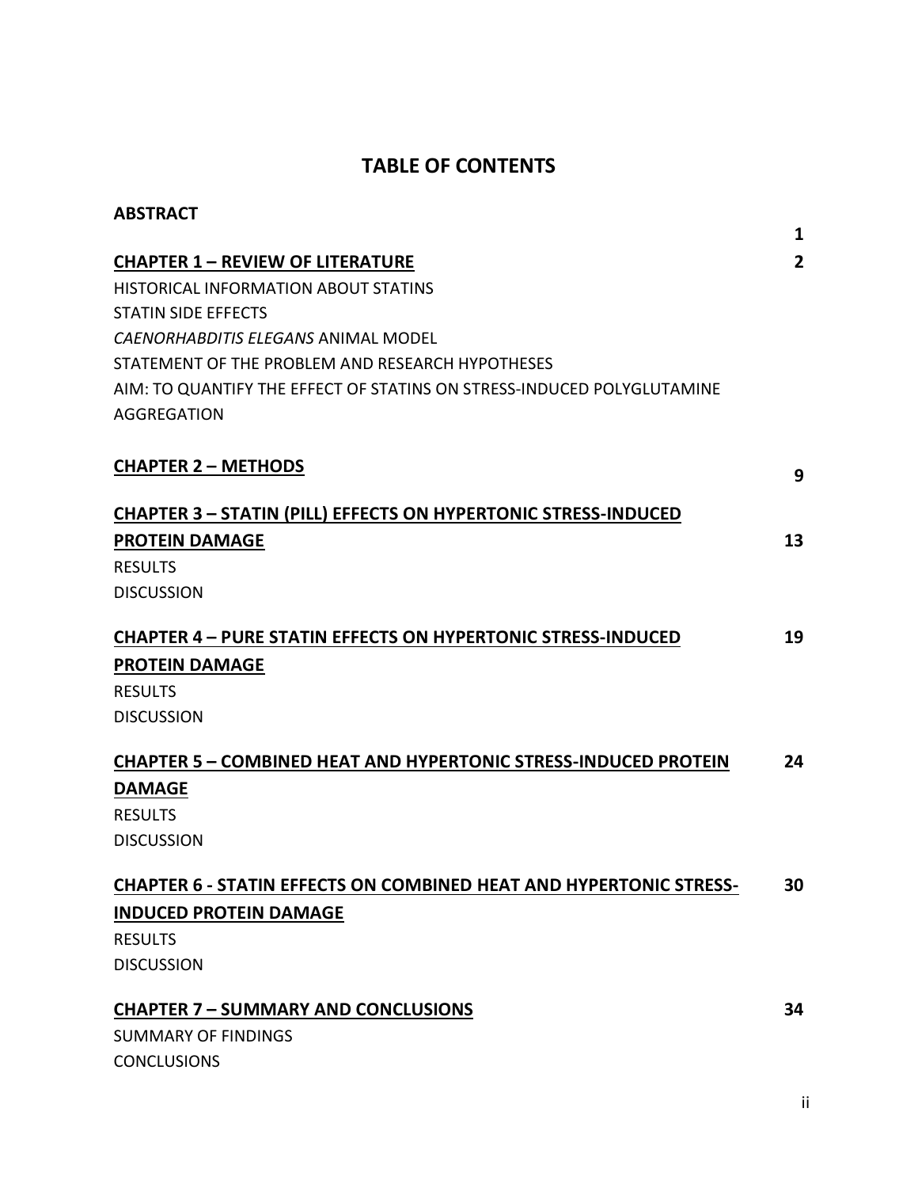# TABLE OF CONTENTS

| | |
|---|---|
| **ABSTRACT** | **1** |
| **CHAPTER 1 – REVIEW OF LITERATURE** | **2** |
| HISTORICAL INFORMATION ABOUT STATINS | |
| STATIN SIDE EFFECTS | |
| *CAENORHABDITIS ELEGANS* ANIMAL MODEL | |
| STATEMENT OF THE PROBLEM AND RESEARCH HYPOTHESES | |
| AIM: TO QUANTIFY THE EFFECT OF STATINS ON STRESS-INDUCED POLYGLUTAMINE AGGREGATION | |
| **CHAPTER 2 – METHODS** | **9** |
| **CHAPTER 3 – STATIN (PILL) EFFECTS ON HYPERTONIC STRESS-INDUCED PROTEIN DAMAGE** | **13** |
| RESULTS | |
| DISCUSSION | |
| **CHAPTER 4 – PURE STATIN EFFECTS ON HYPERTONIC STRESS-INDUCED PROTEIN DAMAGE** | **19** |
| RESULTS | |
| DISCUSSION | |
| **CHAPTER 5 – COMBINED HEAT AND HYPERTONIC STRESS-INDUCED PROTEIN DAMAGE** | **24** |
| RESULTS | |
| DISCUSSION | |
| **CHAPTER 6 - STATIN EFFECTS ON COMBINED HEAT AND HYPERTONIC STRESS-INDUCED PROTEIN DAMAGE** | **30** |
| RESULTS | |
| DISCUSSION | |
| **CHAPTER 7 – SUMMARY AND CONCLUSIONS** | **34** |
| SUMMARY OF FINDINGS | |
| CONCLUSIONS | |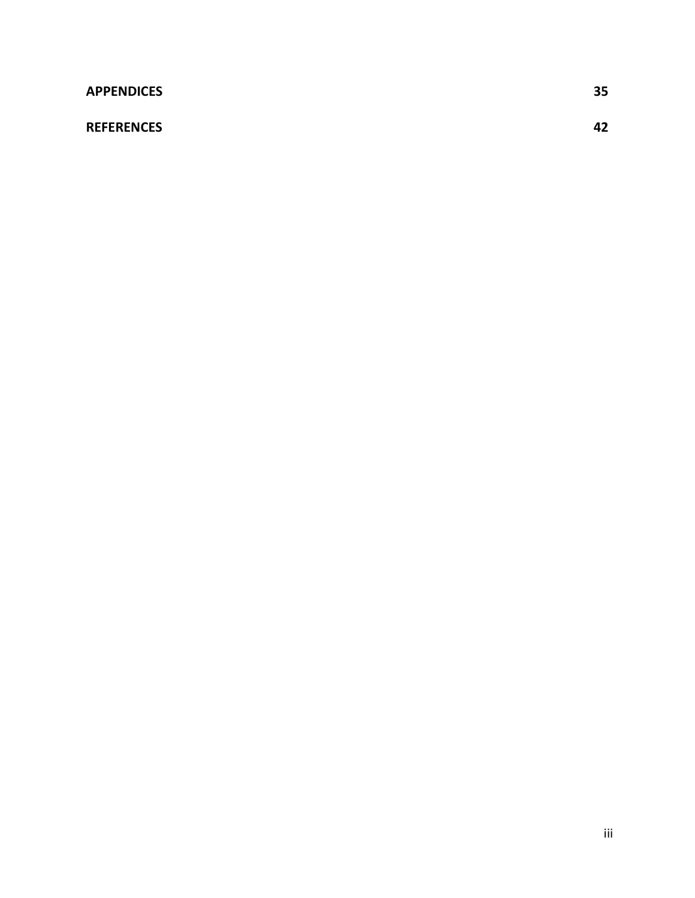**APPENDICES** 35

**REFERENCES** 42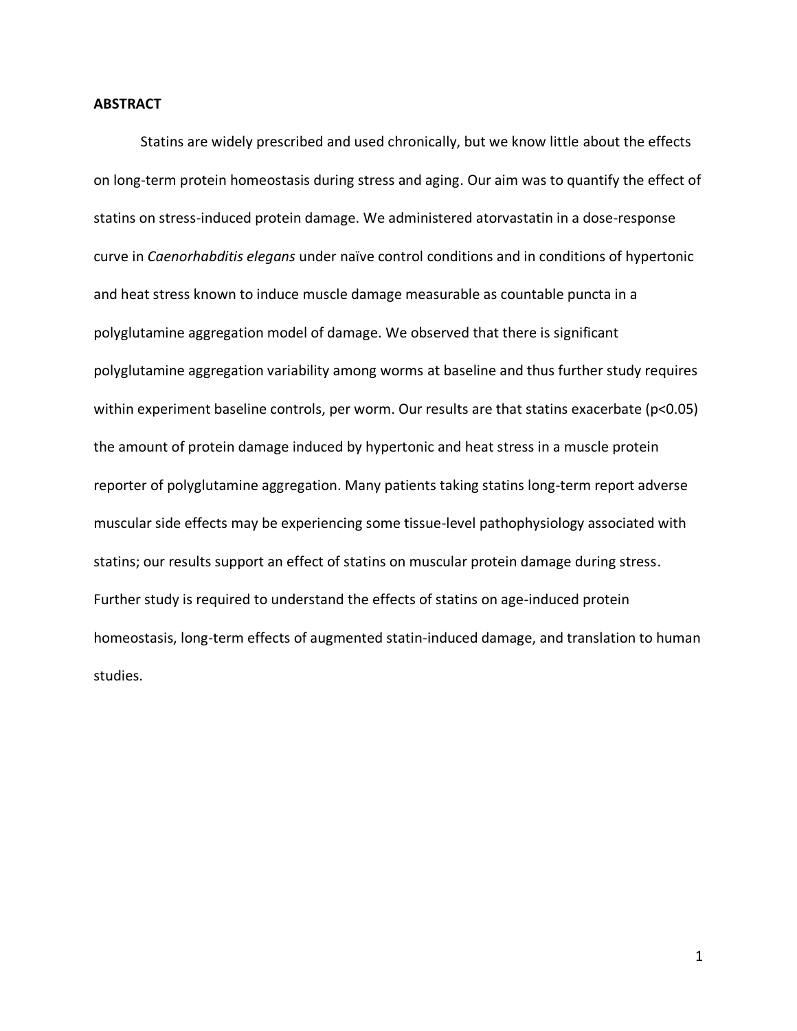**ABSTRACT**

Statins are widely prescribed and used chronically, but we know little about the effects on long-term protein homeostasis during stress and aging. Our aim was to quantify the effect of statins on stress-induced protein damage. We administered atorvastatin in a dose-response curve in *Caenorhabditis elegans* under naïve control conditions and in conditions of hypertonic and heat stress known to induce muscle damage measurable as countable puncta in a polyglutamine aggregation model of damage. We observed that there is significant polyglutamine aggregation variability among worms at baseline and thus further study requires within experiment baseline controls, per worm. Our results are that statins exacerbate ($p<0.05$) the amount of protein damage induced by hypertonic and heat stress in a muscle protein reporter of polyglutamine aggregation. Many patients taking statins long-term report adverse muscular side effects may be experiencing some tissue-level pathophysiology associated with statins; our results support an effect of statins on muscular protein damage during stress. Further study is required to understand the effects of statins on age-induced protein homeostasis, long-term effects of augmented statin-induced damage, and translation to human studies.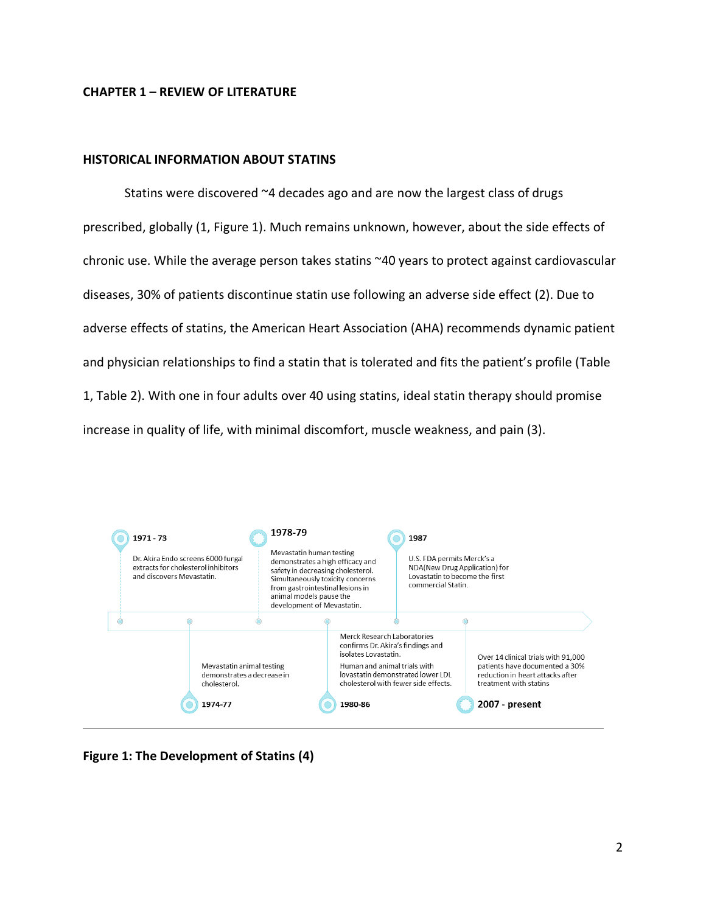**CHAPTER 1 – REVIEW OF LITERATURE**

**HISTORICAL INFORMATION ABOUT STATINS**

Statins were discovered ~4 decades ago and are now the largest class of drugs prescribed, globally (1, Figure 1). Much remains unknown, however, about the side effects of chronic use. While the average person takes statins ~40 years to protect against cardiovascular diseases, 30% of patients discontinue statin use following an adverse side effect (2). Due to adverse effects of statins, the American Heart Association (AHA) recommends dynamic patient and physician relationships to find a statin that is tolerated and fits the patient's profile (Table 1, Table 2). With one in four adults over 40 using statins, ideal statin therapy should promise increase in quality of life, with minimal discomfort, muscle weakness, and pain (3).

**1971 - 73**
Dr. Akira Endo screens 6000 fungal extracts for cholesterol inhibitors and discovers Mevastatin.

**1974-77**
Mevastatin animal testing demonstrates a decrease in cholesterol.

**1978-79**
Mevastatin human testing demonstrates a high efficacy and safety in decreasing cholesterol. Simultaneously toxicity concerns from gastrointestinal lesions in animal models pause the development of Mevastatin.

**1980-86**
Merck Research Laboratories confirms Dr. Akira's findings and isolates Lovastatin.
Human and animal trials with lovastatin demonstrated lower LDL cholesterol with fewer side effects.

**1987**
U.S. FDA permits Merck's a NDA(New Drug Application) for Lovastatin to become the first commercial Statin.

**2007 - present**
Over 14 clinical trials with 91,000 patients have documented a 30% reduction in heart attacks after treatment with statins

**Figure 1: The Development of Statins (4)**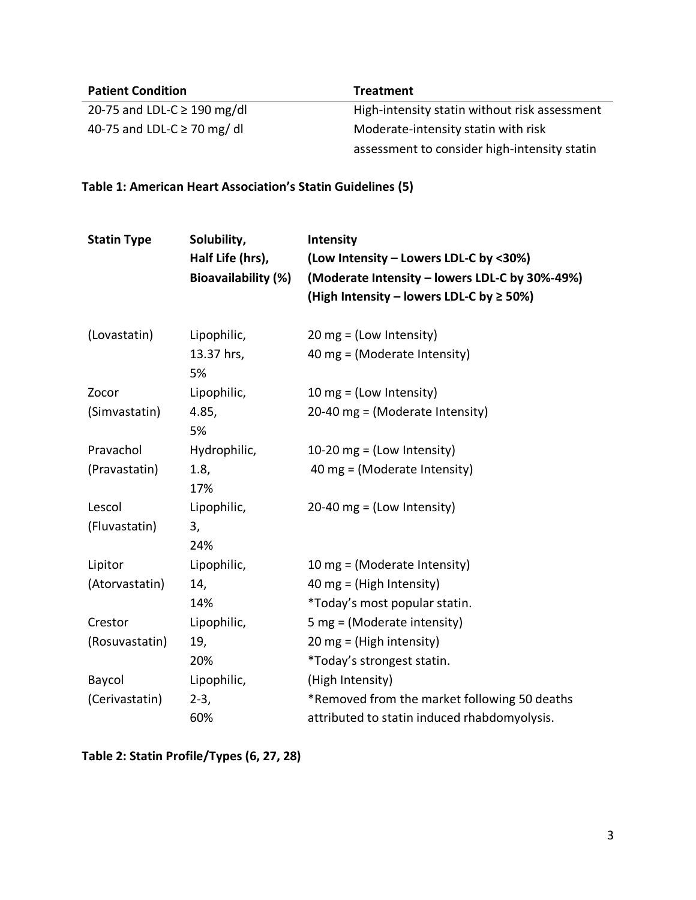| Patient Condition | Treatment |
|---|---|
| 20-75 and LDL-C ≥ 190 mg/dl | High-intensity statin without risk assessment |
| 40-75 and LDL-C ≥ 70 mg/ dl | Moderate-intensity statin with risk assessment to consider high-intensity statin |

**Table 1: American Heart Association's Statin Guidelines (5)**

| Statin Type | Solubility, Half Life (hrs), Bioavailability (%) | Intensity (Low Intensity – Lowers LDL-C by <30%) (Moderate Intensity – lowers LDL-C by 30%-49%) (High Intensity – lowers LDL-C by ≥ 50%) |
|---|---|---|
| (Lovastatin) | Lipophilic, 13.37 hrs, 5% | 20 mg = (Low Intensity) 40 mg = (Moderate Intensity) |
| Zocor (Simvastatin) | Lipophilic, 4.85, 5% | 10 mg = (Low Intensity) 20-40 mg = (Moderate Intensity) |
| Pravachol (Pravastatin) | Hydrophilic, 1.8, 17% | 10-20 mg = (Low Intensity) 40 mg = (Moderate Intensity) |
| Lescol (Fluvastatin) | Lipophilic, 3, 24% | 20-40 mg = (Low Intensity) |
| Lipitor (Atorvastatin) | Lipophilic, 14, 14% | 10 mg = (Moderate Intensity) 40 mg = (High Intensity) *Today's most popular statin. |
| Crestor (Rosuvastatin) | Lipophilic, 19, 20% | 5 mg = (Moderate intensity) 20 mg = (High intensity) *Today's strongest statin. |
| Baycol (Cerivastatin) | Lipophilic, 2-3, 60% | (High Intensity) *Removed from the market following 50 deaths attributed to statin induced rhabdomyolysis. |

**Table 2: Statin Profile/Types (6, 27, 28)**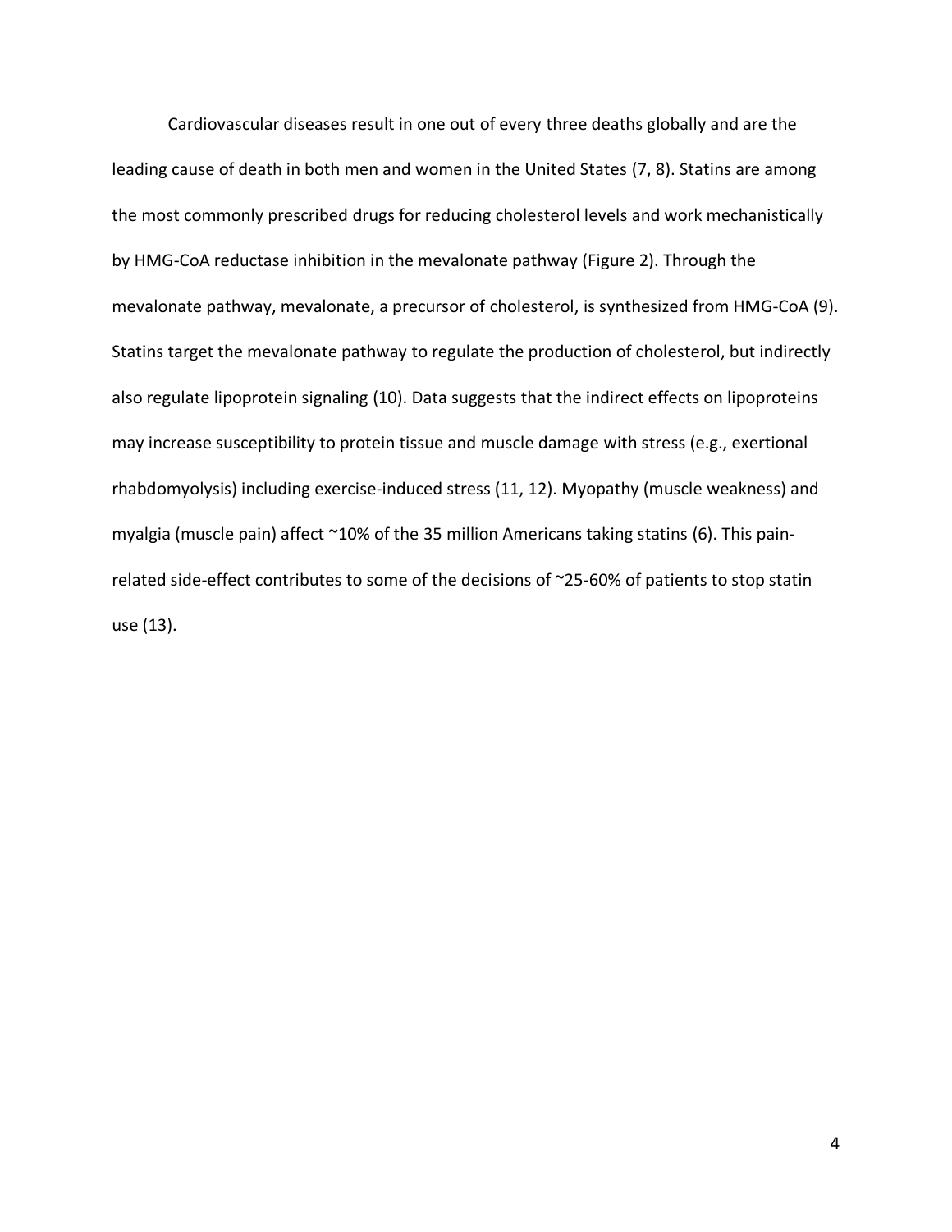Cardiovascular diseases result in one out of every three deaths globally and are the leading cause of death in both men and women in the United States (7, 8). Statins are among the most commonly prescribed drugs for reducing cholesterol levels and work mechanistically by HMG-CoA reductase inhibition in the mevalonate pathway (Figure 2). Through the mevalonate pathway, mevalonate, a precursor of cholesterol, is synthesized from HMG-CoA (9). Statins target the mevalonate pathway to regulate the production of cholesterol, but indirectly also regulate lipoprotein signaling (10). Data suggests that the indirect effects on lipoproteins may increase susceptibility to protein tissue and muscle damage with stress (e.g., exertional rhabdomyolysis) including exercise-induced stress (11, 12). Myopathy (muscle weakness) and myalgia (muscle pain) affect ~10% of the 35 million Americans taking statins (6). This pain-related side-effect contributes to some of the decisions of ~25-60% of patients to stop statin use (13).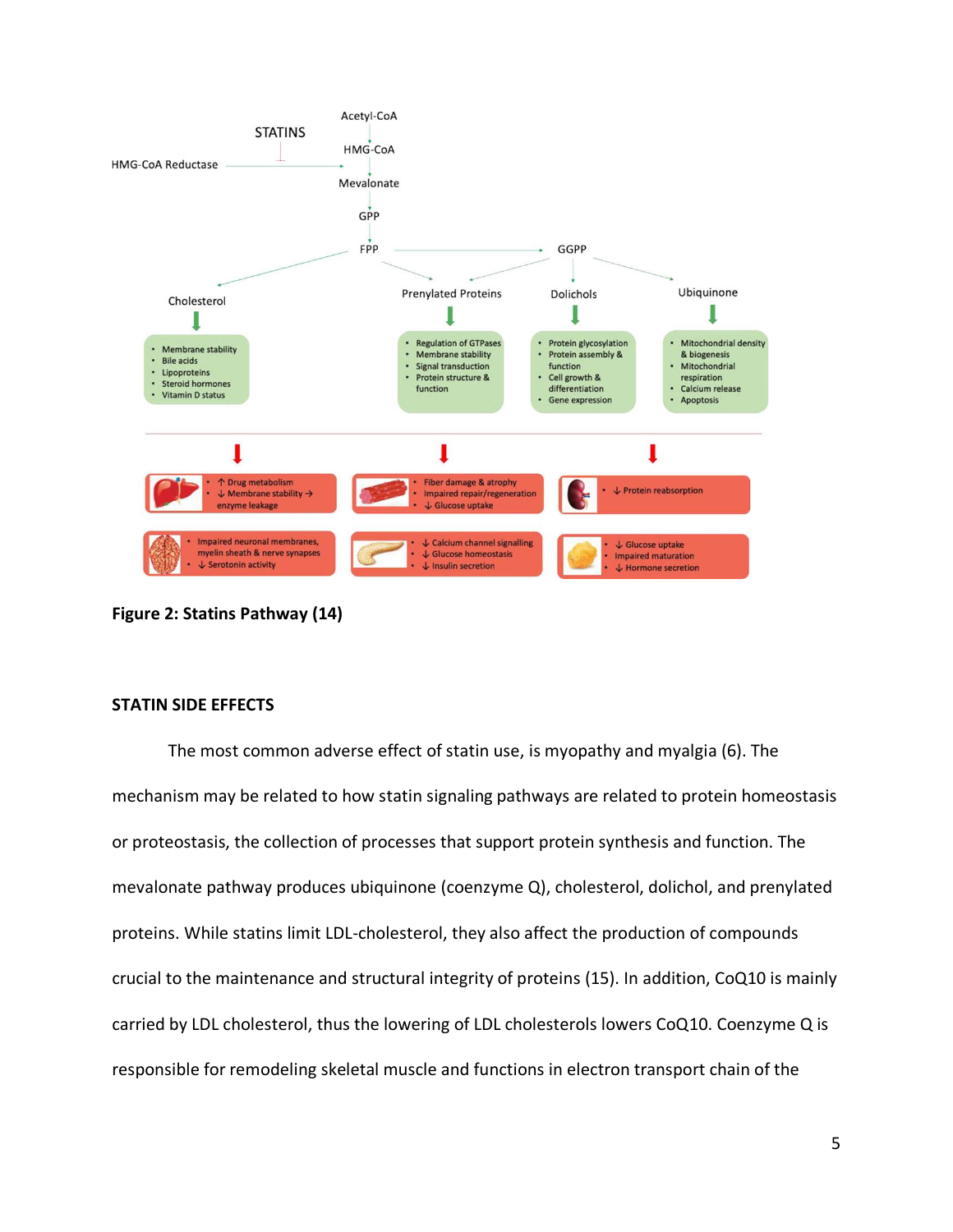**Figure 2: Statins Pathway (14)**

## STATIN SIDE EFFECTS

The most common adverse effect of statin use, is myopathy and myalgia (6). The mechanism may be related to how statin signaling pathways are related to protein homeostasis or proteostasis, the collection of processes that support protein synthesis and function. The mevalonate pathway produces ubiquinone (coenzyme Q), cholesterol, dolichol, and prenylated proteins. While statins limit LDL-cholesterol, they also affect the production of compounds crucial to the maintenance and structural integrity of proteins (15). In addition, CoQ10 is mainly carried by LDL cholesterol, thus the lowering of LDL cholesterols lowers CoQ10. Coenzyme Q is responsible for remodeling skeletal muscle and functions in electron transport chain of the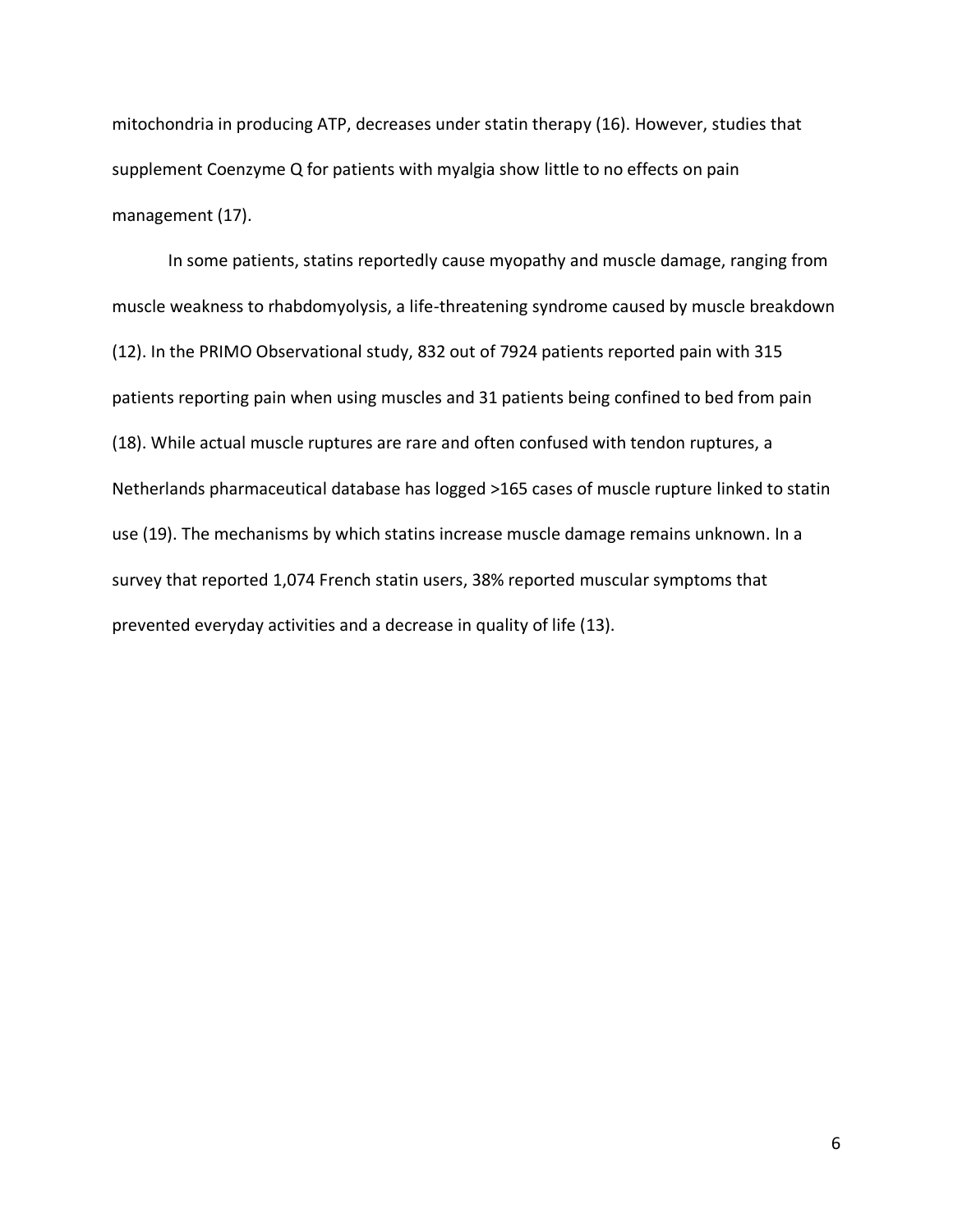mitochondria in producing ATP, decreases under statin therapy (16). However, studies that supplement Coenzyme Q for patients with myalgia show little to no effects on pain management (17).

In some patients, statins reportedly cause myopathy and muscle damage, ranging from muscle weakness to rhabdomyolysis, a life-threatening syndrome caused by muscle breakdown (12). In the PRIMO Observational study, 832 out of 7924 patients reported pain with 315 patients reporting pain when using muscles and 31 patients being confined to bed from pain (18). While actual muscle ruptures are rare and often confused with tendon ruptures, a Netherlands pharmaceutical database has logged >165 cases of muscle rupture linked to statin use (19). The mechanisms by which statins increase muscle damage remains unknown. In a survey that reported 1,074 French statin users, 38% reported muscular symptoms that prevented everyday activities and a decrease in quality of life (13).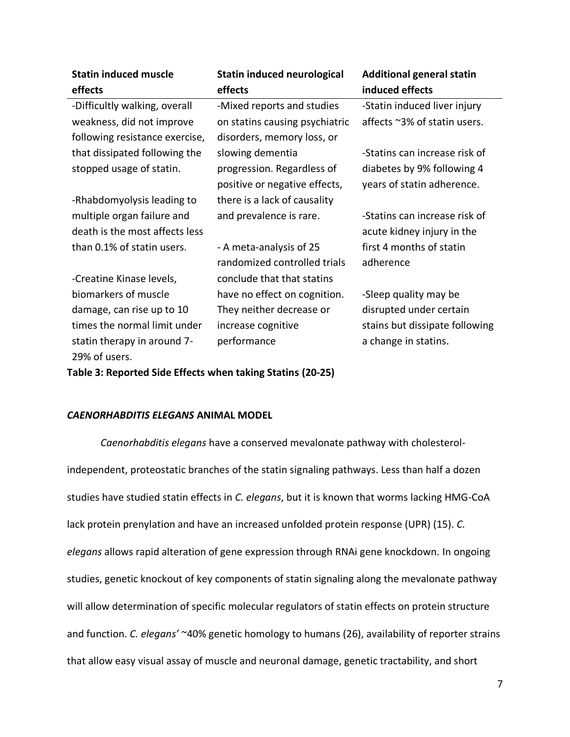| Statin induced muscle effects | Statin induced neurological effects | Additional general statin induced effects |
|---|---|---|
| -Difficultly walking, overall weakness, did not improve following resistance exercise, that dissipated following the stopped usage of statin.<br><br>-Rhabdomyolysis leading to multiple organ failure and death is the most affects less than 0.1% of statin users.<br><br>-Creatine Kinase levels, biomarkers of muscle damage, can rise up to 10 times the normal limit under statin therapy in around 7-29% of users. | -Mixed reports and studies on statins causing psychiatric disorders, memory loss, or slowing dementia progression. Regardless of positive or negative effects, there is a lack of causality and prevalence is rare.<br><br>- A meta-analysis of 25 randomized controlled trials conclude that that statins have no effect on cognition. They neither decrease or increase cognitive performance | -Statin induced liver injury affects ~3% of statin users.<br><br>-Statins can increase risk of diabetes by 9% following 4 years of statin adherence.<br><br>-Statins can increase risk of acute kidney injury in the first 4 months of statin adherence<br><br>-Sleep quality may be disrupted under certain stains but dissipate following a change in statins. |

**Table 3: Reported Side Effects when taking Statins (20-25)**

### *CAENORHABDITIS ELEGANS* ANIMAL MODEL

*Caenorhabditis elegans* have a conserved mevalonate pathway with cholesterol-independent, proteostatic branches of the statin signaling pathways. Less than half a dozen studies have studied statin effects in *C. elegans*, but it is known that worms lacking HMG-CoA lack protein prenylation and have an increased unfolded protein response (UPR) (15). *C. elegans* allows rapid alteration of gene expression through RNAi gene knockdown. In ongoing studies, genetic knockout of key components of statin signaling along the mevalonate pathway will allow determination of specific molecular regulators of statin effects on protein structure and function. *C. elegans'* ~40% genetic homology to humans (26), availability of reporter strains that allow easy visual assay of muscle and neuronal damage, genetic tractability, and short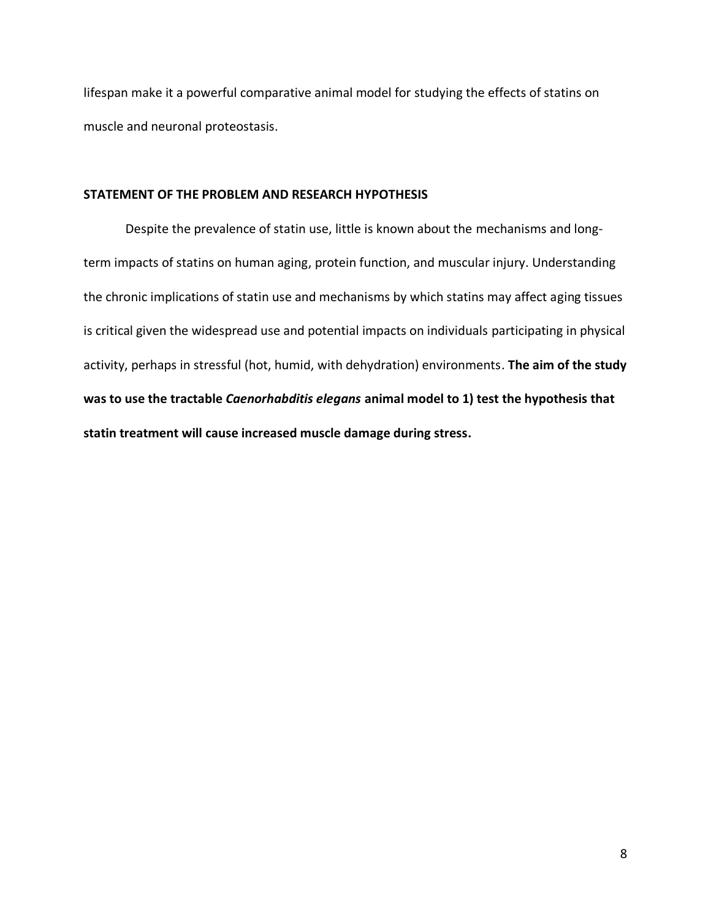lifespan make it a powerful comparative animal model for studying the effects of statins on muscle and neuronal proteostasis.

## STATEMENT OF THE PROBLEM AND RESEARCH HYPOTHESIS

Despite the prevalence of statin use, little is known about the mechanisms and long-term impacts of statins on human aging, protein function, and muscular injury. Understanding the chronic implications of statin use and mechanisms by which statins may affect aging tissues is critical given the widespread use and potential impacts on individuals participating in physical activity, perhaps in stressful (hot, humid, with dehydration) environments. **The aim of the study was to use the tractable *Caenorhabditis elegans* animal model to 1) test the hypothesis that statin treatment will cause increased muscle damage during stress.**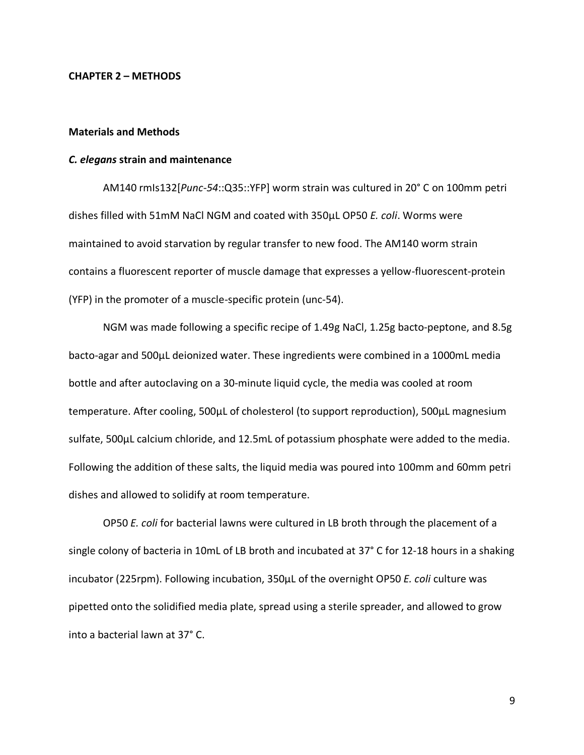# CHAPTER 2 – METHODS

## Materials and Methods

### *C. elegans* strain and maintenance

AM140 rmIs132[*Punc-54*::Q35::YFP] worm strain was cultured in 20° C on 100mm petri dishes filled with 51mM NaCl NGM and coated with 350µL OP50 *E. coli*. Worms were maintained to avoid starvation by regular transfer to new food. The AM140 worm strain contains a fluorescent reporter of muscle damage that expresses a yellow-fluorescent-protein (YFP) in the promoter of a muscle-specific protein (unc-54).

NGM was made following a specific recipe of 1.49g NaCl, 1.25g bacto-peptone, and 8.5g bacto-agar and 500µL deionized water. These ingredients were combined in a 1000mL media bottle and after autoclaving on a 30-minute liquid cycle, the media was cooled at room temperature. After cooling, 500µL of cholesterol (to support reproduction), 500µL magnesium sulfate, 500µL calcium chloride, and 12.5mL of potassium phosphate were added to the media. Following the addition of these salts, the liquid media was poured into 100mm and 60mm petri dishes and allowed to solidify at room temperature.

OP50 *E. coli* for bacterial lawns were cultured in LB broth through the placement of a single colony of bacteria in 10mL of LB broth and incubated at 37° C for 12-18 hours in a shaking incubator (225rpm). Following incubation, 350µL of the overnight OP50 *E. coli* culture was pipetted onto the solidified media plate, spread using a sterile spreader, and allowed to grow into a bacterial lawn at 37° C.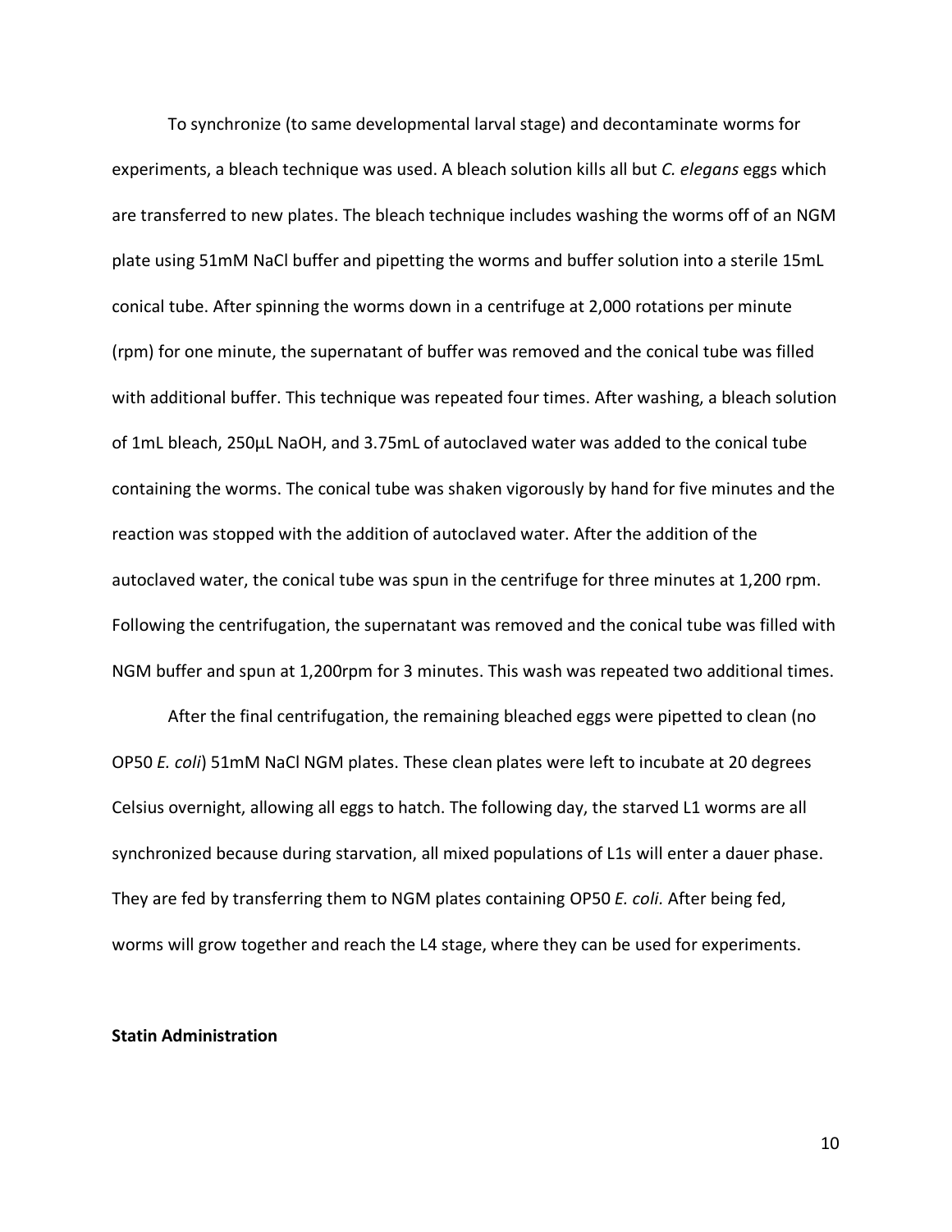To synchronize (to same developmental larval stage) and decontaminate worms for experiments, a bleach technique was used. A bleach solution kills all but *C. elegans* eggs which are transferred to new plates. The bleach technique includes washing the worms off of an NGM plate using 51mM NaCl buffer and pipetting the worms and buffer solution into a sterile 15mL conical tube. After spinning the worms down in a centrifuge at 2,000 rotations per minute (rpm) for one minute, the supernatant of buffer was removed and the conical tube was filled with additional buffer. This technique was repeated four times. After washing, a bleach solution of 1mL bleach, 250μL NaOH, and 3.75mL of autoclaved water was added to the conical tube containing the worms. The conical tube was shaken vigorously by hand for five minutes and the reaction was stopped with the addition of autoclaved water. After the addition of the autoclaved water, the conical tube was spun in the centrifuge for three minutes at 1,200 rpm. Following the centrifugation, the supernatant was removed and the conical tube was filled with NGM buffer and spun at 1,200rpm for 3 minutes. This wash was repeated two additional times.

After the final centrifugation, the remaining bleached eggs were pipetted to clean (no OP50 *E. coli*) 51mM NaCl NGM plates. These clean plates were left to incubate at 20 degrees Celsius overnight, allowing all eggs to hatch. The following day, the starved L1 worms are all synchronized because during starvation, all mixed populations of L1s will enter a dauer phase. They are fed by transferring them to NGM plates containing OP50 *E. coli*. After being fed, worms will grow together and reach the L4 stage, where they can be used for experiments.

**Statin Administration**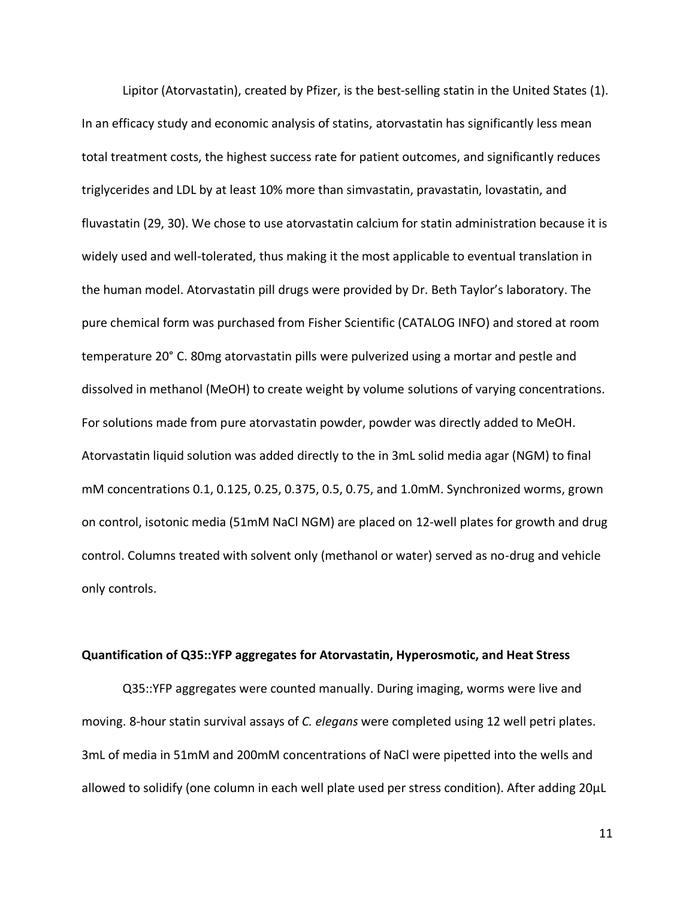Lipitor (Atorvastatin), created by Pfizer, is the best-selling statin in the United States (1). In an efficacy study and economic analysis of statins, atorvastatin has significantly less mean total treatment costs, the highest success rate for patient outcomes, and significantly reduces triglycerides and LDL by at least 10% more than simvastatin, pravastatin, lovastatin, and fluvastatin (29, 30). We chose to use atorvastatin calcium for statin administration because it is widely used and well-tolerated, thus making it the most applicable to eventual translation in the human model. Atorvastatin pill drugs were provided by Dr. Beth Taylor's laboratory. The pure chemical form was purchased from Fisher Scientific (CATALOG INFO) and stored at room temperature 20° C. 80mg atorvastatin pills were pulverized using a mortar and pestle and dissolved in methanol (MeOH) to create weight by volume solutions of varying concentrations. For solutions made from pure atorvastatin powder, powder was directly added to MeOH. Atorvastatin liquid solution was added directly to the in 3mL solid media agar (NGM) to final mM concentrations 0.1, 0.125, 0.25, 0.375, 0.5, 0.75, and 1.0mM. Synchronized worms, grown on control, isotonic media (51mM NaCl NGM) are placed on 12-well plates for growth and drug control. Columns treated with solvent only (methanol or water) served as no-drug and vehicle only controls.

**Quantification of Q35::YFP aggregates for Atorvastatin, Hyperosmotic, and Heat Stress**

Q35::YFP aggregates were counted manually. During imaging, worms were live and moving. 8-hour statin survival assays of *C. elegans* were completed using 12 well petri plates. 3mL of media in 51mM and 200mM concentrations of NaCl were pipetted into the wells and allowed to solidify (one column in each well plate used per stress condition). After adding 20µL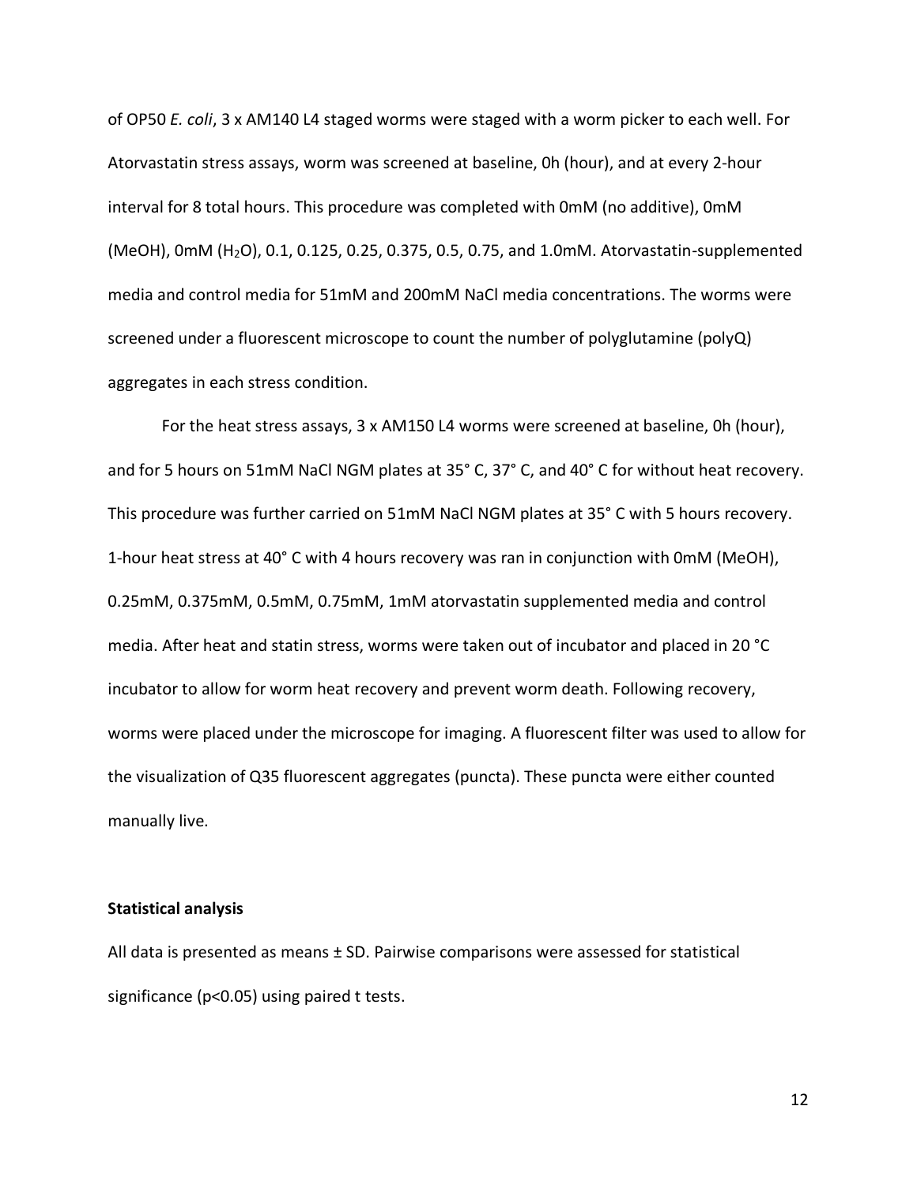of OP50 *E. coli*, 3 x AM140 L4 staged worms were staged with a worm picker to each well. For Atorvastatin stress assays, worm was screened at baseline, 0h (hour), and at every 2-hour interval for 8 total hours. This procedure was completed with 0mM (no additive), 0mM (MeOH), 0mM ($H_2O$), 0.1, 0.125, 0.25, 0.375, 0.5, 0.75, and 1.0mM. Atorvastatin-supplemented media and control media for 51mM and 200mM NaCl media concentrations. The worms were screened under a fluorescent microscope to count the number of polyglutamine (polyQ) aggregates in each stress condition.

For the heat stress assays, 3 x AM150 L4 worms were screened at baseline, 0h (hour), and for 5 hours on 51mM NaCl NGM plates at 35° C, 37° C, and 40° C for without heat recovery. This procedure was further carried on 51mM NaCl NGM plates at 35° C with 5 hours recovery. 1-hour heat stress at 40° C with 4 hours recovery was ran in conjunction with 0mM (MeOH), 0.25mM, 0.375mM, 0.5mM, 0.75mM, 1mM atorvastatin supplemented media and control media. After heat and statin stress, worms were taken out of incubator and placed in 20 °C incubator to allow for worm heat recovery and prevent worm death. Following recovery, worms were placed under the microscope for imaging. A fluorescent filter was used to allow for the visualization of Q35 fluorescent aggregates (puncta). These puncta were either counted manually live.

**Statistical analysis**

All data is presented as means ± SD. Pairwise comparisons were assessed for statistical significance ($p<0.05$) using paired t tests.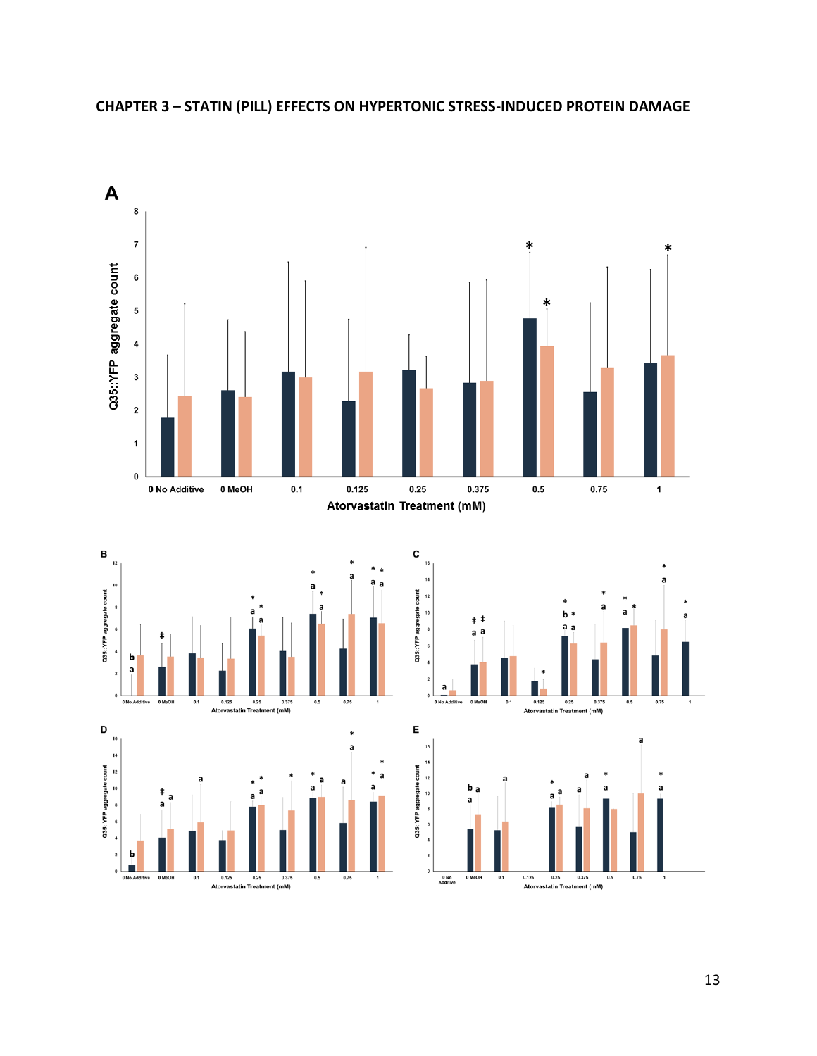## CHAPTER 3 – STATIN (PILL) EFFECTS ON HYPERTONIC STRESS-INDUCED PROTEIN DAMAGE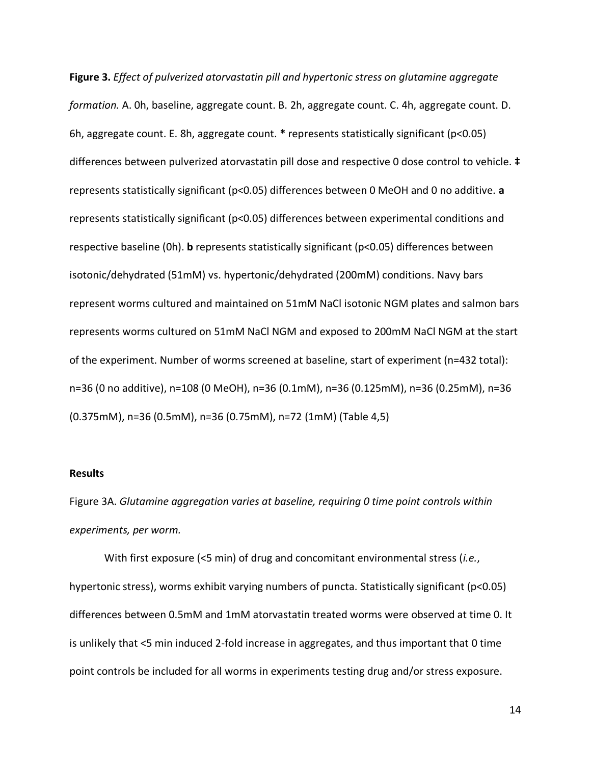**Figure 3.** *Effect of pulverized atorvastatin pill and hypertonic stress on glutamine aggregate formation.* A. 0h, baseline, aggregate count. B. 2h, aggregate count. C. 4h, aggregate count. D. 6h, aggregate count. E. 8h, aggregate count. **\*** represents statistically significant ($p<0.05$) differences between pulverized atorvastatin pill dose and respective 0 dose control to vehicle. **‡** represents statistically significant ($p<0.05$) differences between 0 MeOH and 0 no additive. **a** represents statistically significant ($p<0.05$) differences between experimental conditions and respective baseline (0h). **b** represents statistically significant ($p<0.05$) differences between isotonic/dehydrated (51mM) vs. hypertonic/dehydrated (200mM) conditions. Navy bars represent worms cultured and maintained on 51mM NaCl isotonic NGM plates and salmon bars represents worms cultured on 51mM NaCl NGM and exposed to 200mM NaCl NGM at the start of the experiment. Number of worms screened at baseline, start of experiment (n=432 total): n=36 (0 no additive), n=108 (0 MeOH), n=36 (0.1mM), n=36 (0.125mM), n=36 (0.25mM), n=36 (0.375mM), n=36 (0.5mM), n=36 (0.75mM), n=72 (1mM) (Table 4,5)

### Results

Figure 3A. *Glutamine aggregation varies at baseline, requiring 0 time point controls within experiments, per worm.*

With first exposure (<5 min) of drug and concomitant environmental stress (*i.e.*, hypertonic stress), worms exhibit varying numbers of puncta. Statistically significant ($p<0.05$) differences between 0.5mM and 1mM atorvastatin treated worms were observed at time 0. It is unlikely that <5 min induced 2-fold increase in aggregates, and thus important that 0 time point controls be included for all worms in experiments testing drug and/or stress exposure.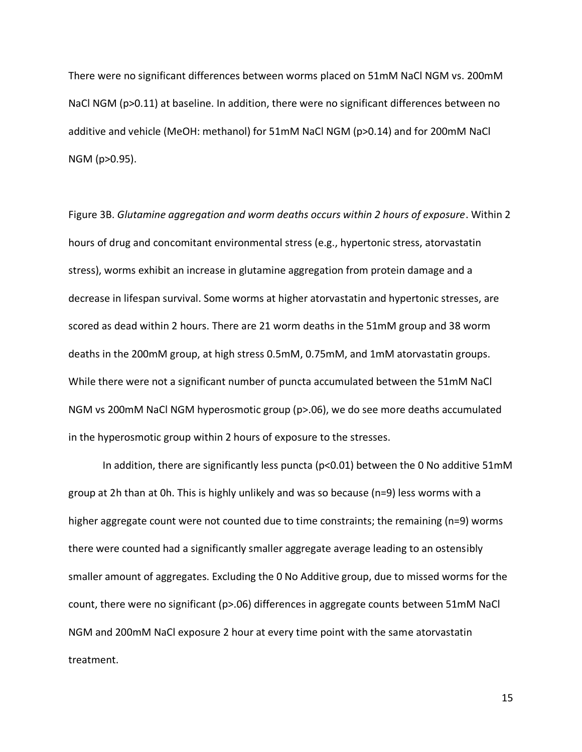There were no significant differences between worms placed on 51mM NaCl NGM vs. 200mM NaCl NGM ($p>0.11$) at baseline. In addition, there were no significant differences between no additive and vehicle (MeOH: methanol) for 51mM NaCl NGM ($p>0.14$) and for 200mM NaCl NGM ($p>0.95$).

Figure 3B. *Glutamine aggregation and worm deaths occurs within 2 hours of exposure*. Within 2 hours of drug and concomitant environmental stress (e.g., hypertonic stress, atorvastatin stress), worms exhibit an increase in glutamine aggregation from protein damage and a decrease in lifespan survival. Some worms at higher atorvastatin and hypertonic stresses, are scored as dead within 2 hours. There are 21 worm deaths in the 51mM group and 38 worm deaths in the 200mM group, at high stress 0.5mM, 0.75mM, and 1mM atorvastatin groups. While there were not a significant number of puncta accumulated between the 51mM NaCl NGM vs 200mM NaCl NGM hyperosmotic group ($p>.06$), we do see more deaths accumulated in the hyperosmotic group within 2 hours of exposure to the stresses.

In addition, there are significantly less puncta ($p<0.01$) between the 0 No additive 51mM group at 2h than at 0h. This is highly unlikely and was so because ($n=9$) less worms with a higher aggregate count were not counted due to time constraints; the remaining ($n=9$) worms there were counted had a significantly smaller aggregate average leading to an ostensibly smaller amount of aggregates. Excluding the 0 No Additive group, due to missed worms for the count, there were no significant ($p>.06$) differences in aggregate counts between 51mM NaCl NGM and 200mM NaCl exposure 2 hour at every time point with the same atorvastatin treatment.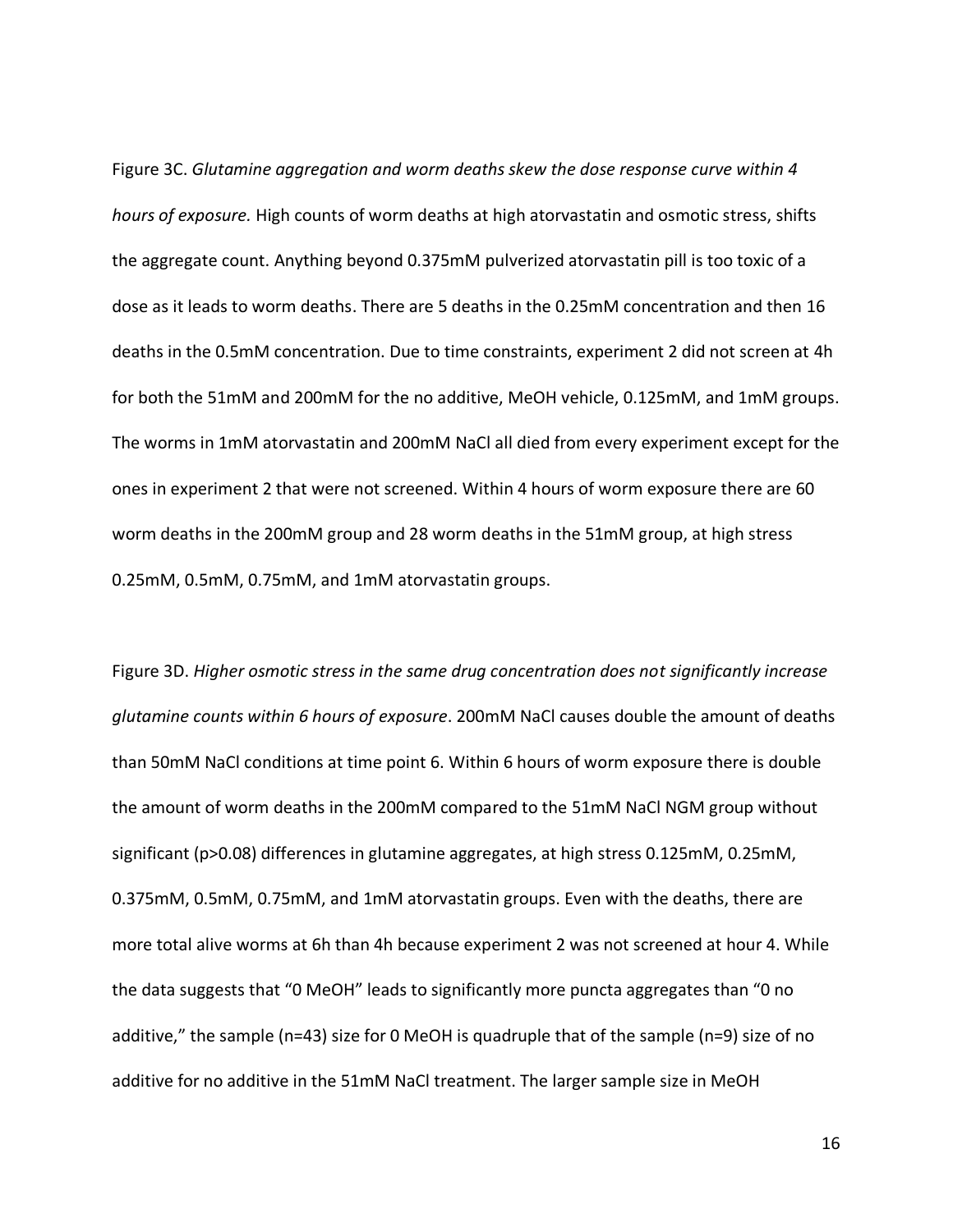Figure 3C. *Glutamine aggregation and worm deaths skew the dose response curve within 4 hours of exposure.* High counts of worm deaths at high atorvastatin and osmotic stress, shifts the aggregate count. Anything beyond 0.375mM pulverized atorvastatin pill is too toxic of a dose as it leads to worm deaths. There are 5 deaths in the 0.25mM concentration and then 16 deaths in the 0.5mM concentration. Due to time constraints, experiment 2 did not screen at 4h for both the 51mM and 200mM for the no additive, MeOH vehicle, 0.125mM, and 1mM groups. The worms in 1mM atorvastatin and 200mM NaCl all died from every experiment except for the ones in experiment 2 that were not screened. Within 4 hours of worm exposure there are 60 worm deaths in the 200mM group and 28 worm deaths in the 51mM group, at high stress 0.25mM, 0.5mM, 0.75mM, and 1mM atorvastatin groups.

Figure 3D. *Higher osmotic stress in the same drug concentration does not significantly increase glutamine counts within 6 hours of exposure*. 200mM NaCl causes double the amount of deaths than 50mM NaCl conditions at time point 6. Within 6 hours of worm exposure there is double the amount of worm deaths in the 200mM compared to the 51mM NaCl NGM group without significant ($p>0.08$) differences in glutamine aggregates, at high stress 0.125mM, 0.25mM, 0.375mM, 0.5mM, 0.75mM, and 1mM atorvastatin groups. Even with the deaths, there are more total alive worms at 6h than 4h because experiment 2 was not screened at hour 4. While the data suggests that "0 MeOH" leads to significantly more puncta aggregates than "0 no additive," the sample ($n=43$) size for 0 MeOH is quadruple that of the sample ($n=9$) size of no additive for no additive in the 51mM NaCl treatment. The larger sample size in MeOH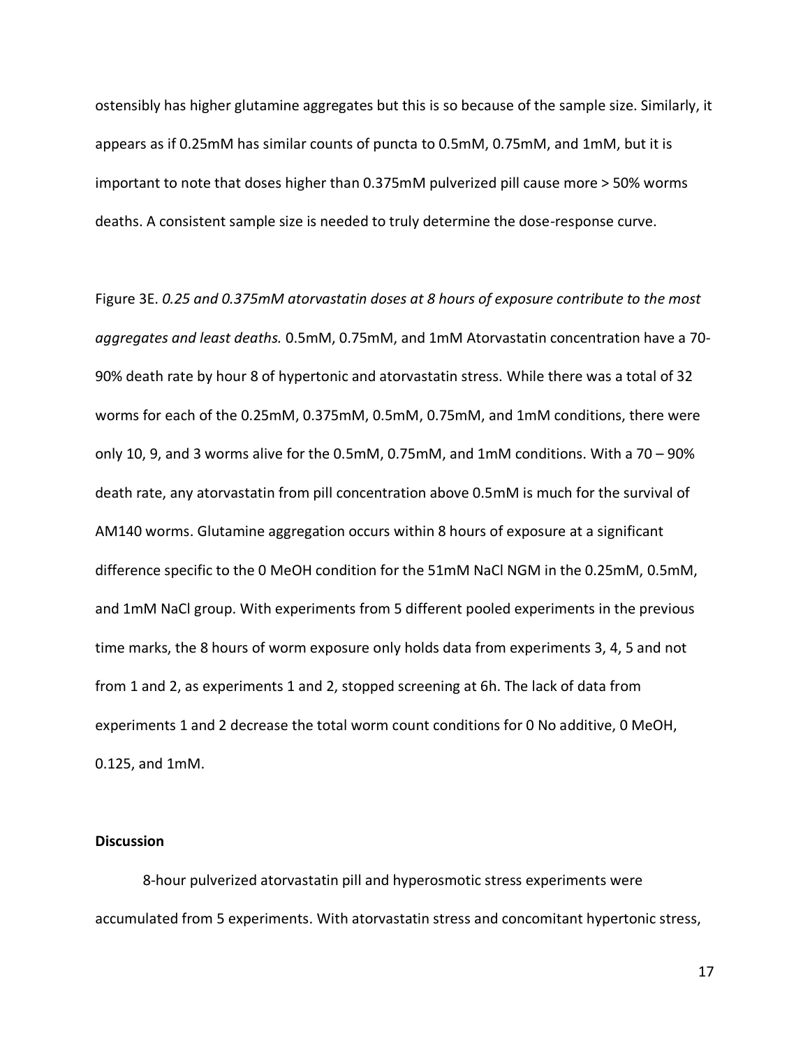ostensibly has higher glutamine aggregates but this is so because of the sample size. Similarly, it appears as if 0.25mM has similar counts of puncta to 0.5mM, 0.75mM, and 1mM, but it is important to note that doses higher than 0.375mM pulverized pill cause more > 50% worms deaths. A consistent sample size is needed to truly determine the dose-response curve.

Figure 3E. *0.25 and 0.375mM atorvastatin doses at 8 hours of exposure contribute to the most aggregates and least deaths.* 0.5mM, 0.75mM, and 1mM Atorvastatin concentration have a 70-90% death rate by hour 8 of hypertonic and atorvastatin stress. While there was a total of 32 worms for each of the 0.25mM, 0.375mM, 0.5mM, 0.75mM, and 1mM conditions, there were only 10, 9, and 3 worms alive for the 0.5mM, 0.75mM, and 1mM conditions. With a 70 – 90% death rate, any atorvastatin from pill concentration above 0.5mM is much for the survival of AM140 worms. Glutamine aggregation occurs within 8 hours of exposure at a significant difference specific to the 0 MeOH condition for the 51mM NaCl NGM in the 0.25mM, 0.5mM, and 1mM NaCl group. With experiments from 5 different pooled experiments in the previous time marks, the 8 hours of worm exposure only holds data from experiments 3, 4, 5 and not from 1 and 2, as experiments 1 and 2, stopped screening at 6h. The lack of data from experiments 1 and 2 decrease the total worm count conditions for 0 No additive, 0 MeOH, 0.125, and 1mM.

**Discussion**

8-hour pulverized atorvastatin pill and hyperosmotic stress experiments were accumulated from 5 experiments. With atorvastatin stress and concomitant hypertonic stress,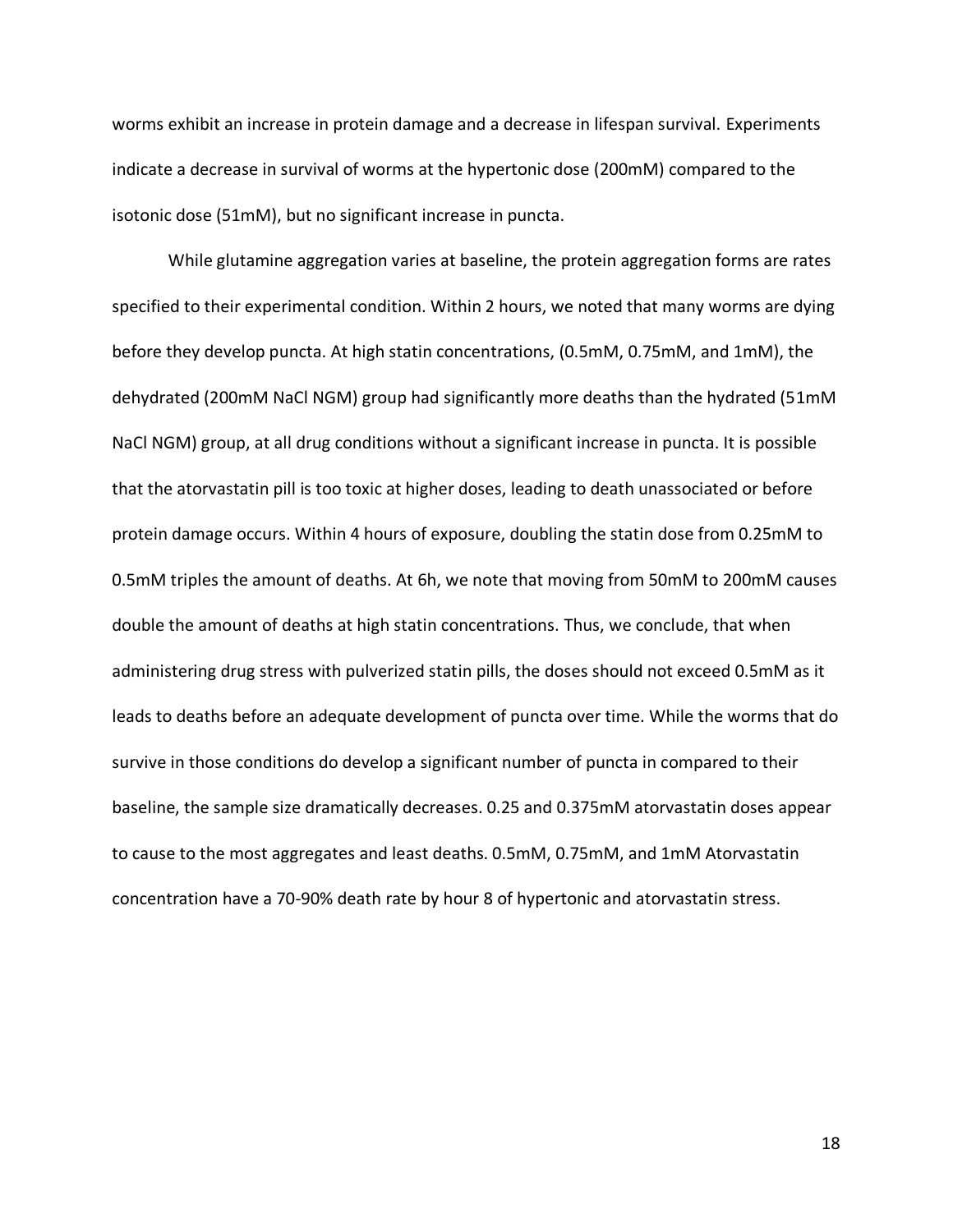worms exhibit an increase in protein damage and a decrease in lifespan survival. Experiments indicate a decrease in survival of worms at the hypertonic dose (200mM) compared to the isotonic dose (51mM), but no significant increase in puncta.

While glutamine aggregation varies at baseline, the protein aggregation forms are rates specified to their experimental condition. Within 2 hours, we noted that many worms are dying before they develop puncta. At high statin concentrations, (0.5mM, 0.75mM, and 1mM), the dehydrated (200mM NaCl NGM) group had significantly more deaths than the hydrated (51mM NaCl NGM) group, at all drug conditions without a significant increase in puncta. It is possible that the atorvastatin pill is too toxic at higher doses, leading to death unassociated or before protein damage occurs. Within 4 hours of exposure, doubling the statin dose from 0.25mM to 0.5mM triples the amount of deaths. At 6h, we note that moving from 50mM to 200mM causes double the amount of deaths at high statin concentrations. Thus, we conclude, that when administering drug stress with pulverized statin pills, the doses should not exceed 0.5mM as it leads to deaths before an adequate development of puncta over time. While the worms that do survive in those conditions do develop a significant number of puncta in compared to their baseline, the sample size dramatically decreases. 0.25 and 0.375mM atorvastatin doses appear to cause to the most aggregates and least deaths. 0.5mM, 0.75mM, and 1mM Atorvastatin concentration have a 70-90% death rate by hour 8 of hypertonic and atorvastatin stress.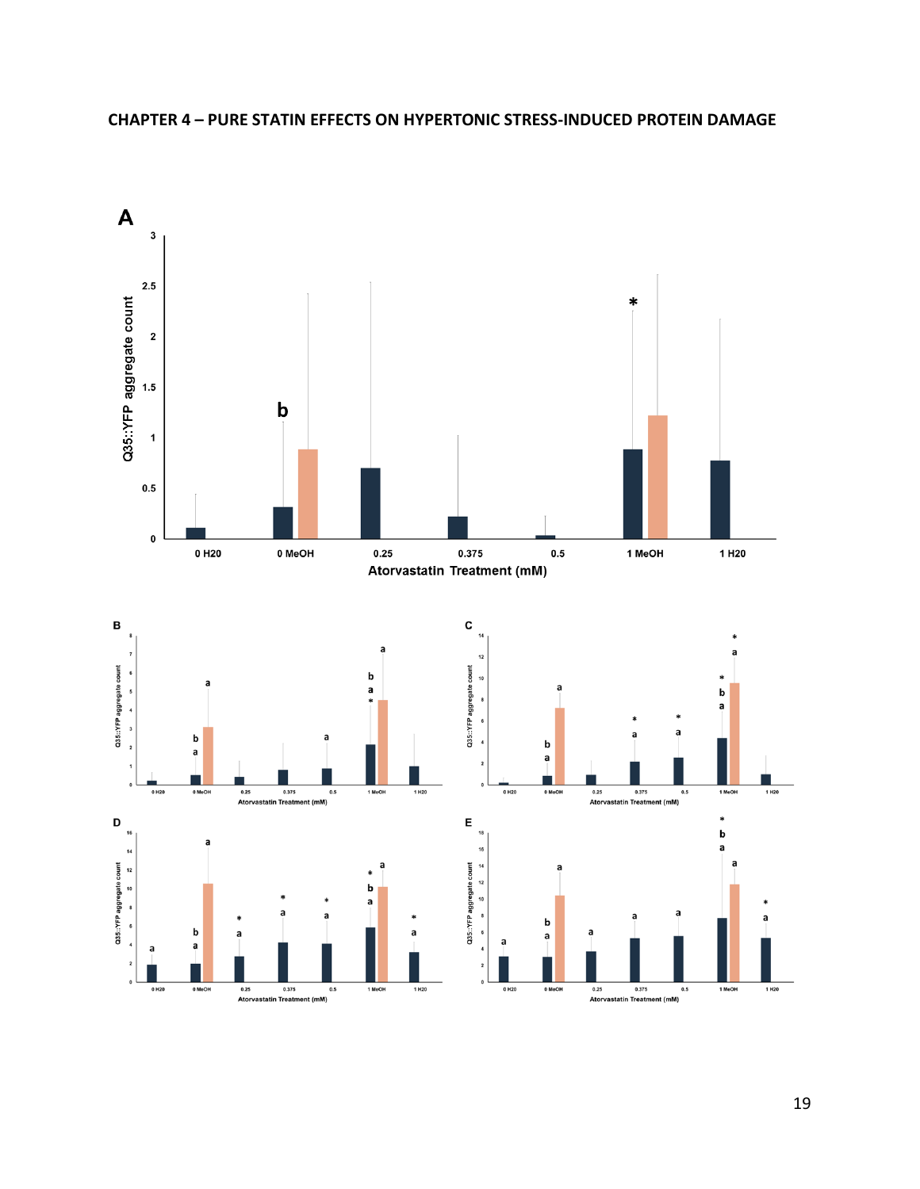CHAPTER 4 – PURE STATIN EFFECTS ON HYPERTONIC STRESS-INDUCED PROTEIN DAMAGE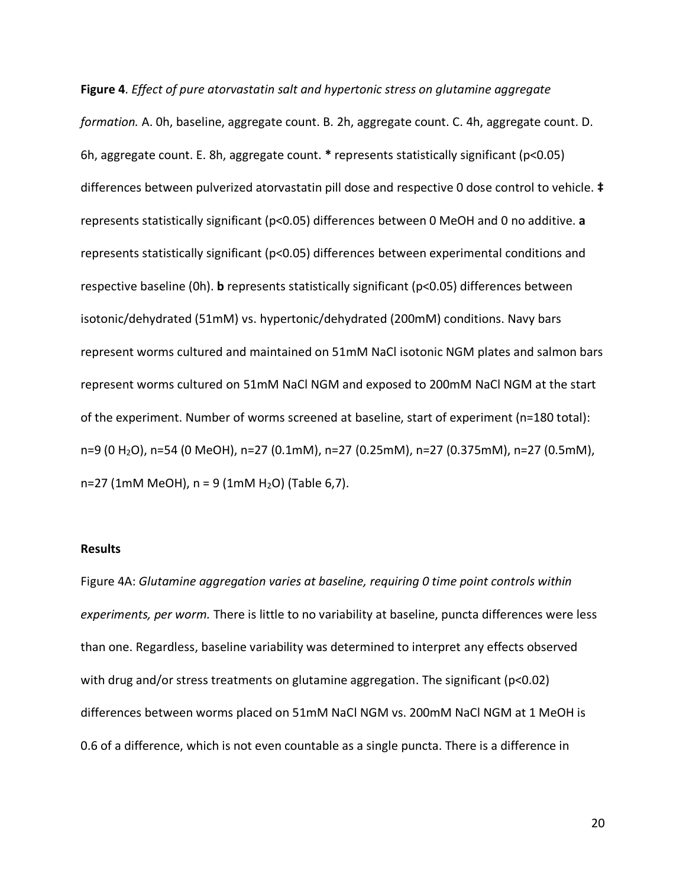**Figure 4**. *Effect of pure atorvastatin salt and hypertonic stress on glutamine aggregate formation.* A. 0h, baseline, aggregate count. B. 2h, aggregate count. C. 4h, aggregate count. D. 6h, aggregate count. E. 8h, aggregate count. **\*** represents statistically significant ($p<0.05$) differences between pulverized atorvastatin pill dose and respective 0 dose control to vehicle. **‡** represents statistically significant ($p<0.05$) differences between 0 MeOH and 0 no additive. **a** represents statistically significant ($p<0.05$) differences between experimental conditions and respective baseline (0h). **b** represents statistically significant ($p<0.05$) differences between isotonic/dehydrated (51mM) vs. hypertonic/dehydrated (200mM) conditions. Navy bars represent worms cultured and maintained on 51mM NaCl isotonic NGM plates and salmon bars represent worms cultured on 51mM NaCl NGM and exposed to 200mM NaCl NGM at the start of the experiment. Number of worms screened at baseline, start of experiment (n=180 total): n=9 (0 $H_2O$), n=54 (0 MeOH), n=27 (0.1mM), n=27 (0.25mM), n=27 (0.375mM), n=27 (0.5mM), n=27 (1mM MeOH), n = 9 (1mM $H_2O$) (Table 6,7).

### Results

Figure 4A: *Glutamine aggregation varies at baseline, requiring 0 time point controls within experiments, per worm.* There is little to no variability at baseline, puncta differences were less than one. Regardless, baseline variability was determined to interpret any effects observed with drug and/or stress treatments on glutamine aggregation. The significant ($p<0.02$) differences between worms placed on 51mM NaCl NGM vs. 200mM NaCl NGM at 1 MeOH is 0.6 of a difference, which is not even countable as a single puncta. There is a difference in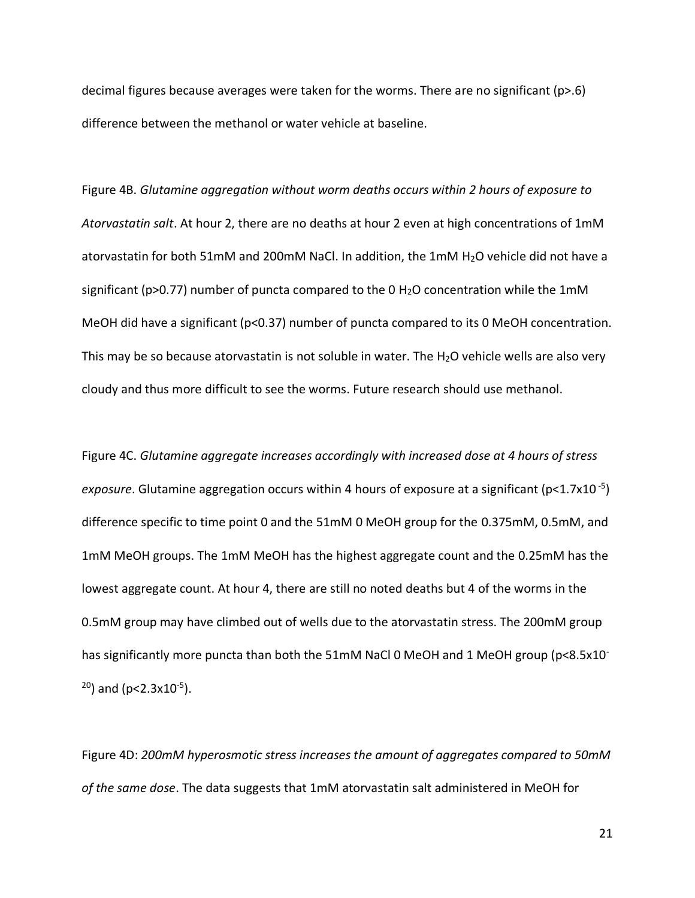decimal figures because averages were taken for the worms. There are no significant ($p>.6$) difference between the methanol or water vehicle at baseline.

Figure 4B. *Glutamine aggregation without worm deaths occurs within 2 hours of exposure to Atorvastatin salt*. At hour 2, there are no deaths at hour 2 even at high concentrations of 1mM atorvastatin for both 51mM and 200mM NaCl. In addition, the 1mM $H_2O$ vehicle did not have a significant ($p>0.77$) number of puncta compared to the 0 $H_2O$ concentration while the 1mM MeOH did have a significant ($p<0.37$) number of puncta compared to its 0 MeOH concentration. This may be so because atorvastatin is not soluble in water. The $H_2O$ vehicle wells are also very cloudy and thus more difficult to see the worms. Future research should use methanol.

Figure 4C. *Glutamine aggregate increases accordingly with increased dose at 4 hours of stress exposure*. Glutamine aggregation occurs within 4 hours of exposure at a significant ($p<1.7\times10^{-5}$) difference specific to time point 0 and the 51mM 0 MeOH group for the 0.375mM, 0.5mM, and 1mM MeOH groups. The 1mM MeOH has the highest aggregate count and the 0.25mM has the lowest aggregate count. At hour 4, there are still no noted deaths but 4 of the worms in the 0.5mM group may have climbed out of wells due to the atorvastatin stress. The 200mM group has significantly more puncta than both the 51mM NaCl 0 MeOH and 1 MeOH group ($p<8.5\times10^{-20}$) and ($p<2.3\times10^{-5}$).

Figure 4D: *200mM hyperosmotic stress increases the amount of aggregates compared to 50mM of the same dose*. The data suggests that 1mM atorvastatin salt administered in MeOH for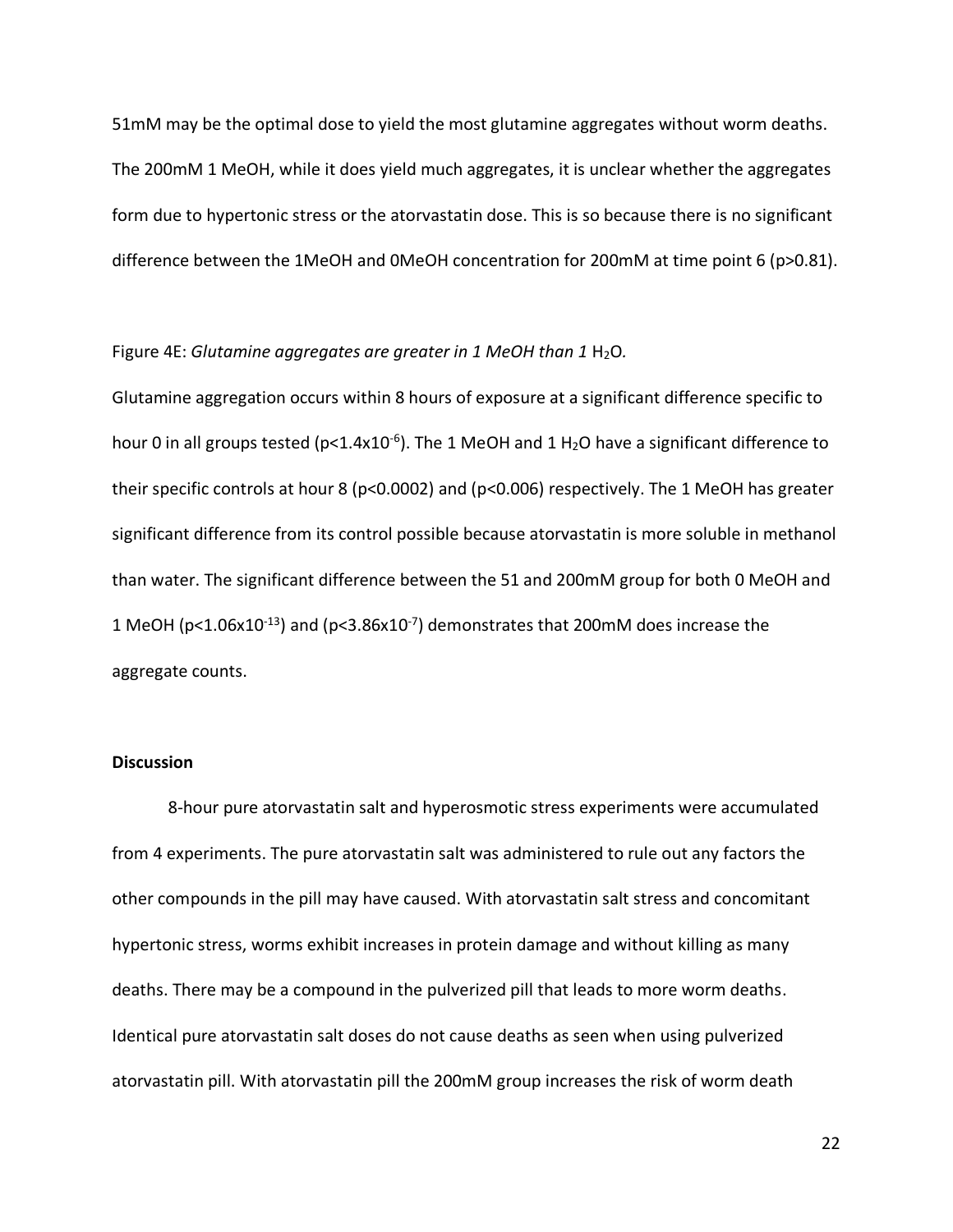51mM may be the optimal dose to yield the most glutamine aggregates without worm deaths. The 200mM 1 MeOH, while it does yield much aggregates, it is unclear whether the aggregates form due to hypertonic stress or the atorvastatin dose. This is so because there is no significant difference between the 1MeOH and 0MeOH concentration for 200mM at time point 6 ($p>0.81$).

Figure 4E: *Glutamine aggregates are greater in 1 MeOH than 1* $H_2O$*.*

Glutamine aggregation occurs within 8 hours of exposure at a significant difference specific to hour 0 in all groups tested ($p<1.4x10^{-6}$). The 1 MeOH and 1 $H_2O$ have a significant difference to their specific controls at hour 8 ($p<0.0002$) and ($p<0.006$) respectively. The 1 MeOH has greater significant difference from its control possible because atorvastatin is more soluble in methanol than water. The significant difference between the 51 and 200mM group for both 0 MeOH and 1 MeOH ($p<1.06x10^{-13}$) and ($p<3.86x10^{-7}$) demonstrates that 200mM does increase the aggregate counts.

**Discussion**

8-hour pure atorvastatin salt and hyperosmotic stress experiments were accumulated from 4 experiments. The pure atorvastatin salt was administered to rule out any factors the other compounds in the pill may have caused. With atorvastatin salt stress and concomitant hypertonic stress, worms exhibit increases in protein damage and without killing as many deaths. There may be a compound in the pulverized pill that leads to more worm deaths. Identical pure atorvastatin salt doses do not cause deaths as seen when using pulverized atorvastatin pill. With atorvastatin pill the 200mM group increases the risk of worm death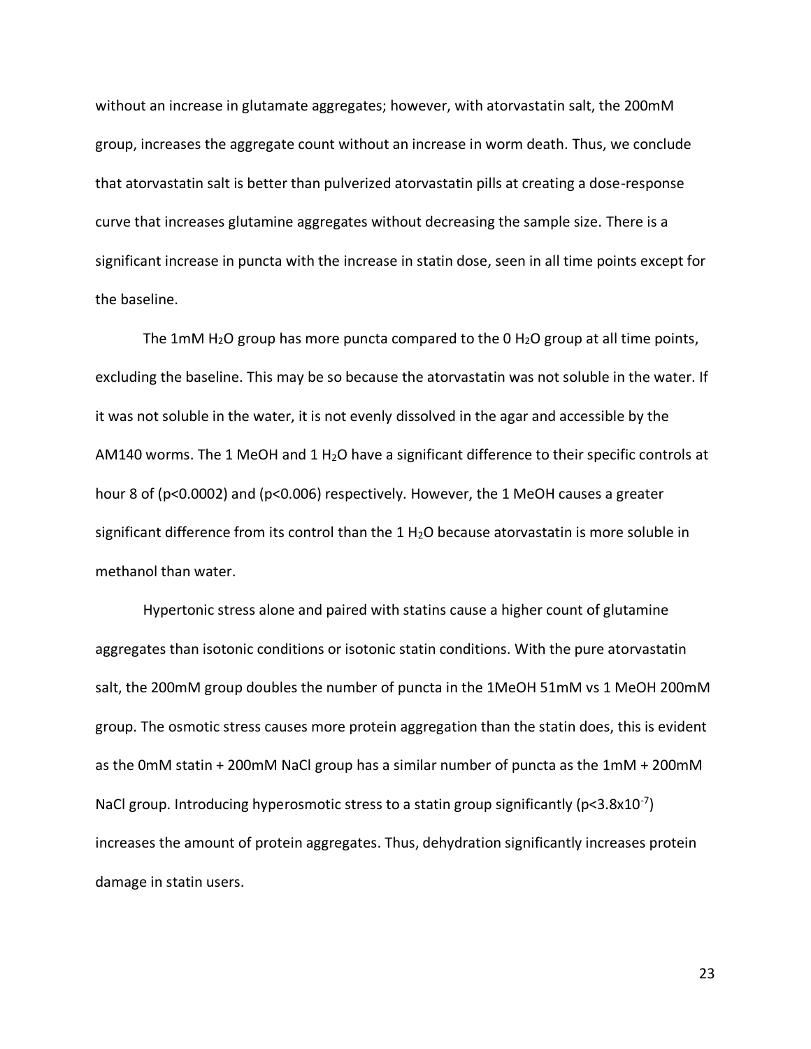without an increase in glutamate aggregates; however, with atorvastatin salt, the 200mM group, increases the aggregate count without an increase in worm death. Thus, we conclude that atorvastatin salt is better than pulverized atorvastatin pills at creating a dose-response curve that increases glutamine aggregates without decreasing the sample size. There is a significant increase in puncta with the increase in statin dose, seen in all time points except for the baseline.

The 1mM $H_2O$ group has more puncta compared to the 0 $H_2O$ group at all time points, excluding the baseline. This may be so because the atorvastatin was not soluble in the water. If it was not soluble in the water, it is not evenly dissolved in the agar and accessible by the AM140 worms. The 1 MeOH and 1 $H_2O$ have a significant difference to their specific controls at hour 8 of ($p<0.0002$) and ($p<0.006$) respectively. However, the 1 MeOH causes a greater significant difference from its control than the 1 $H_2O$ because atorvastatin is more soluble in methanol than water.

Hypertonic stress alone and paired with statins cause a higher count of glutamine aggregates than isotonic conditions or isotonic statin conditions. With the pure atorvastatin salt, the 200mM group doubles the number of puncta in the 1MeOH 51mM vs 1 MeOH 200mM group. The osmotic stress causes more protein aggregation than the statin does, this is evident as the 0mM statin + 200mM NaCl group has a similar number of puncta as the 1mM + 200mM NaCl group. Introducing hyperosmotic stress to a statin group significantly ($p<3.8x10^{-7}$) increases the amount of protein aggregates. Thus, dehydration significantly increases protein damage in statin users.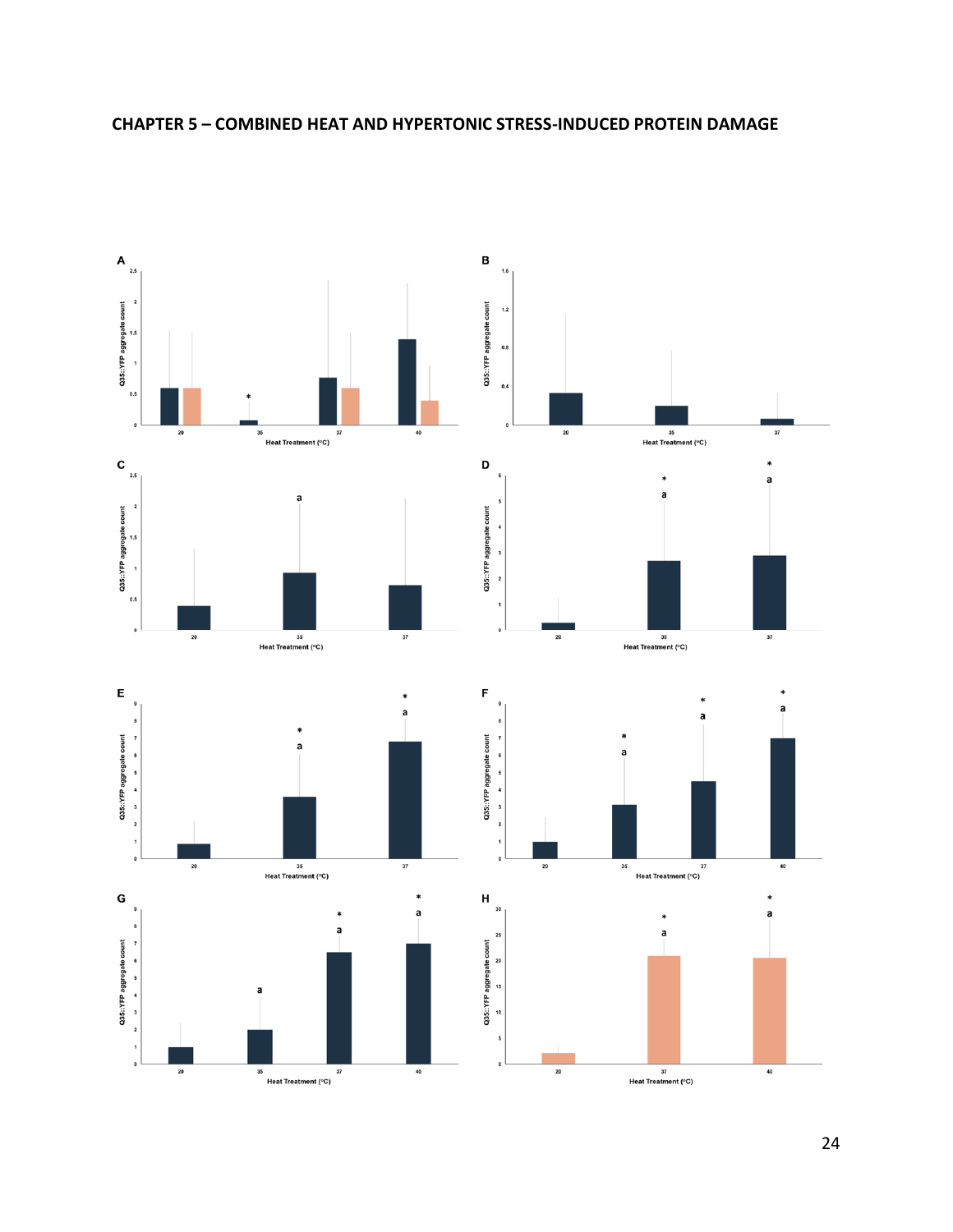# CHAPTER 5 – COMBINED HEAT AND HYPERTONIC STRESS-INDUCED PROTEIN DAMAGE

**A**

Q35::YFP aggregate count

Heat Treatment (°C): 20, 35, 37, 40

**B**

Q35::YFP aggregate count

Heat Treatment (°C): 20, 35, 37

**C**

Q35::YFP aggregate count

Heat Treatment (°C): 20, 35, 37

**D**

Q35::YFP aggregate count

Heat Treatment (°C): 20, 35, 37

**E**

Q35::YFP aggregate count

Heat Treatment (°C): 20, 35, 37

**F**

Q35::YFP aggregate count

Heat Treatment (°C): 20, 35, 37, 40

**G**

Q35::YFP aggregate count

Heat Treatment (°C): 20, 35, 37, 40

**H**

Q35::YFP aggregate count

Heat Treatment (°C): 20, 37, 40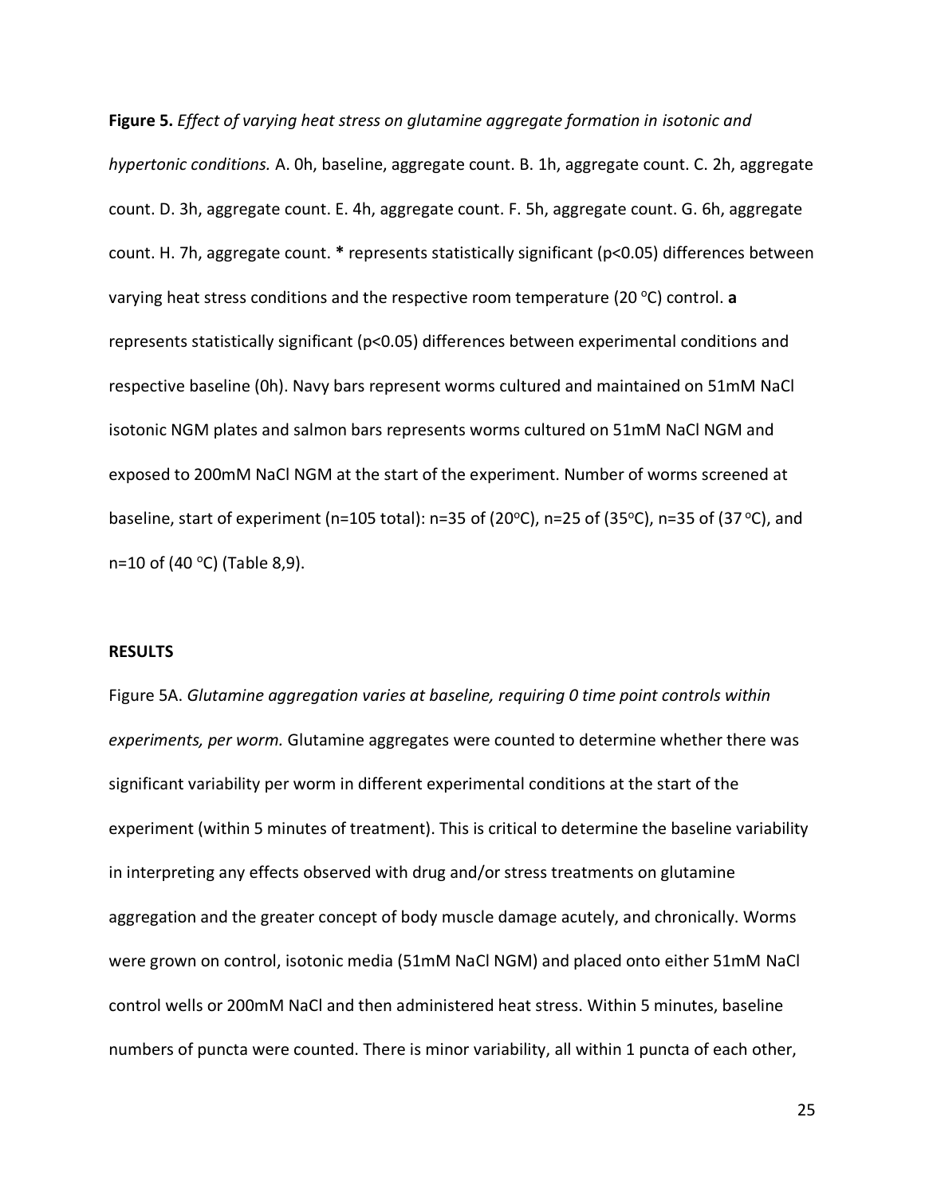**Figure 5.** *Effect of varying heat stress on glutamine aggregate formation in isotonic and hypertonic conditions.* A. 0h, baseline, aggregate count. B. 1h, aggregate count. C. 2h, aggregate count. D. 3h, aggregate count. E. 4h, aggregate count. F. 5h, aggregate count. G. 6h, aggregate count. H. 7h, aggregate count. **\*** represents statistically significant ($p<0.05$) differences between varying heat stress conditions and the respective room temperature (20 °C) control. **a** represents statistically significant ($p<0.05$) differences between experimental conditions and respective baseline (0h). Navy bars represent worms cultured and maintained on 51mM NaCl isotonic NGM plates and salmon bars represents worms cultured on 51mM NaCl NGM and exposed to 200mM NaCl NGM at the start of the experiment. Number of worms screened at baseline, start of experiment (n=105 total): n=35 of (20°C), n=25 of (35°C), n=35 of (37 °C), and n=10 of (40 °C) (Table 8,9).

**RESULTS**

Figure 5A. *Glutamine aggregation varies at baseline, requiring 0 time point controls within experiments, per worm.* Glutamine aggregates were counted to determine whether there was significant variability per worm in different experimental conditions at the start of the experiment (within 5 minutes of treatment). This is critical to determine the baseline variability in interpreting any effects observed with drug and/or stress treatments on glutamine aggregation and the greater concept of body muscle damage acutely, and chronically. Worms were grown on control, isotonic media (51mM NaCl NGM) and placed onto either 51mM NaCl control wells or 200mM NaCl and then administered heat stress. Within 5 minutes, baseline numbers of puncta were counted. There is minor variability, all within 1 puncta of each other,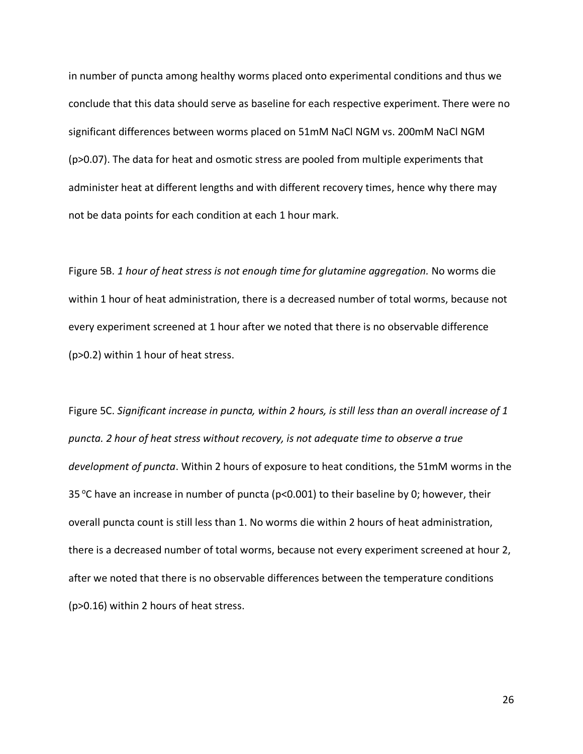in number of puncta among healthy worms placed onto experimental conditions and thus we conclude that this data should serve as baseline for each respective experiment. There were no significant differences between worms placed on 51mM NaCl NGM vs. 200mM NaCl NGM ($p>0.07$). The data for heat and osmotic stress are pooled from multiple experiments that administer heat at different lengths and with different recovery times, hence why there may not be data points for each condition at each 1 hour mark.

Figure 5B. *1 hour of heat stress is not enough time for glutamine aggregation.* No worms die within 1 hour of heat administration, there is a decreased number of total worms, because not every experiment screened at 1 hour after we noted that there is no observable difference ($p>0.2$) within 1 hour of heat stress.

Figure 5C. *Significant increase in puncta, within 2 hours, is still less than an overall increase of 1 puncta. 2 hour of heat stress without recovery, is not adequate time to observe a true development of puncta*. Within 2 hours of exposure to heat conditions, the 51mM worms in the 35 °C have an increase in number of puncta ($p<0.001$) to their baseline by 0; however, their overall puncta count is still less than 1. No worms die within 2 hours of heat administration, there is a decreased number of total worms, because not every experiment screened at hour 2, after we noted that there is no observable differences between the temperature conditions ($p>0.16$) within 2 hours of heat stress.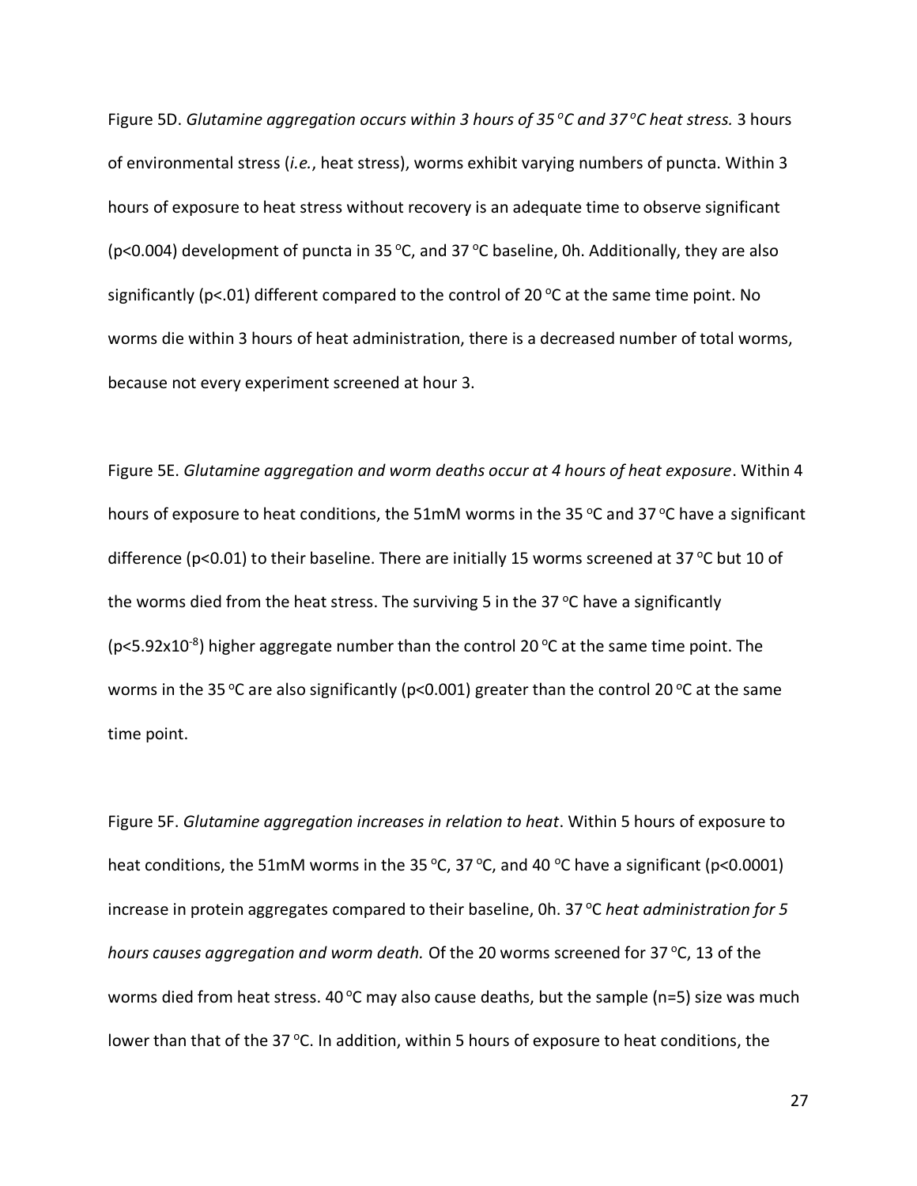Figure 5D. *Glutamine aggregation occurs within 3 hours of 35 °C and 37 °C heat stress.* 3 hours of environmental stress (*i.e.*, heat stress), worms exhibit varying numbers of puncta. Within 3 hours of exposure to heat stress without recovery is an adequate time to observe significant ($p<0.004$) development of puncta in 35 °C, and 37 °C baseline, 0h. Additionally, they are also significantly ($p<.01$) different compared to the control of 20 °C at the same time point. No worms die within 3 hours of heat administration, there is a decreased number of total worms, because not every experiment screened at hour 3.

Figure 5E. *Glutamine aggregation and worm deaths occur at 4 hours of heat exposure*. Within 4 hours of exposure to heat conditions, the 51mM worms in the 35 °C and 37 °C have a significant difference ($p<0.01$) to their baseline. There are initially 15 worms screened at 37 °C but 10 of the worms died from the heat stress. The surviving 5 in the 37 °C have a significantly ($p<5.92\times10^{-8}$) higher aggregate number than the control 20 °C at the same time point. The worms in the 35 °C are also significantly ($p<0.001$) greater than the control 20 °C at the same time point.

Figure 5F. *Glutamine aggregation increases in relation to heat*. Within 5 hours of exposure to heat conditions, the 51mM worms in the 35 °C, 37 °C, and 40 °C have a significant ($p<0.0001$) increase in protein aggregates compared to their baseline, 0h. 37 °C *heat administration for 5 hours causes aggregation and worm death.* Of the 20 worms screened for 37 °C, 13 of the worms died from heat stress. 40 °C may also cause deaths, but the sample (n=5) size was much lower than that of the 37 °C. In addition, within 5 hours of exposure to heat conditions, the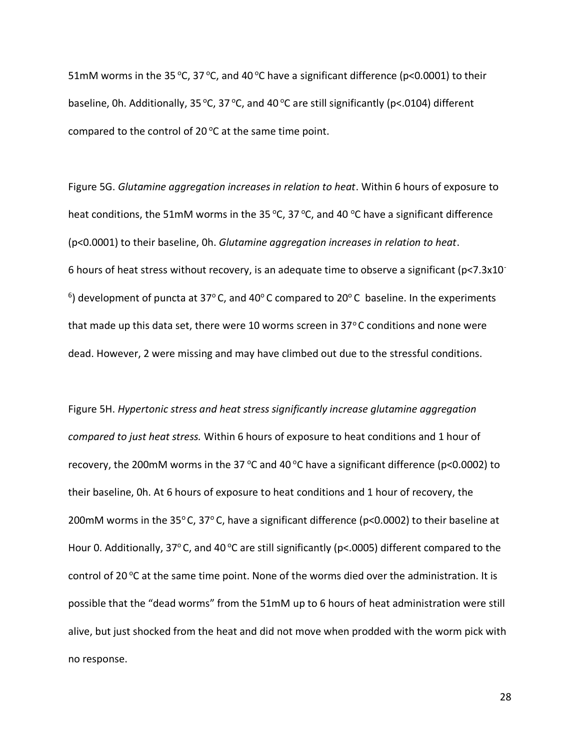51mM worms in the 35 °C, 37 °C, and 40 °C have a significant difference ($p<0.0001$) to their baseline, 0h. Additionally, 35 °C, 37 °C, and 40 °C are still significantly ($p<.0104$) different compared to the control of 20 °C at the same time point.

Figure 5G. *Glutamine aggregation increases in relation to heat*. Within 6 hours of exposure to heat conditions, the 51mM worms in the 35 °C, 37 °C, and 40 °C have a significant difference ($p<0.0001$) to their baseline, 0h. *Glutamine aggregation increases in relation to heat*. 6 hours of heat stress without recovery, is an adequate time to observe a significant ($p<7.3x10^{-6}$) development of puncta at 37° C, and 40° C compared to 20° C baseline. In the experiments that made up this data set, there were 10 worms screen in 37° C conditions and none were dead. However, 2 were missing and may have climbed out due to the stressful conditions.

Figure 5H. *Hypertonic stress and heat stress significantly increase glutamine aggregation compared to just heat stress.* Within 6 hours of exposure to heat conditions and 1 hour of recovery, the 200mM worms in the 37 °C and 40 °C have a significant difference ($p<0.0002$) to their baseline, 0h. At 6 hours of exposure to heat conditions and 1 hour of recovery, the 200mM worms in the 35° C, 37° C, have a significant difference ($p<0.0002$) to their baseline at Hour 0. Additionally, 37° C, and 40 °C are still significantly ($p<.0005$) different compared to the control of 20 °C at the same time point. None of the worms died over the administration. It is possible that the "dead worms" from the 51mM up to 6 hours of heat administration were still alive, but just shocked from the heat and did not move when prodded with the worm pick with no response.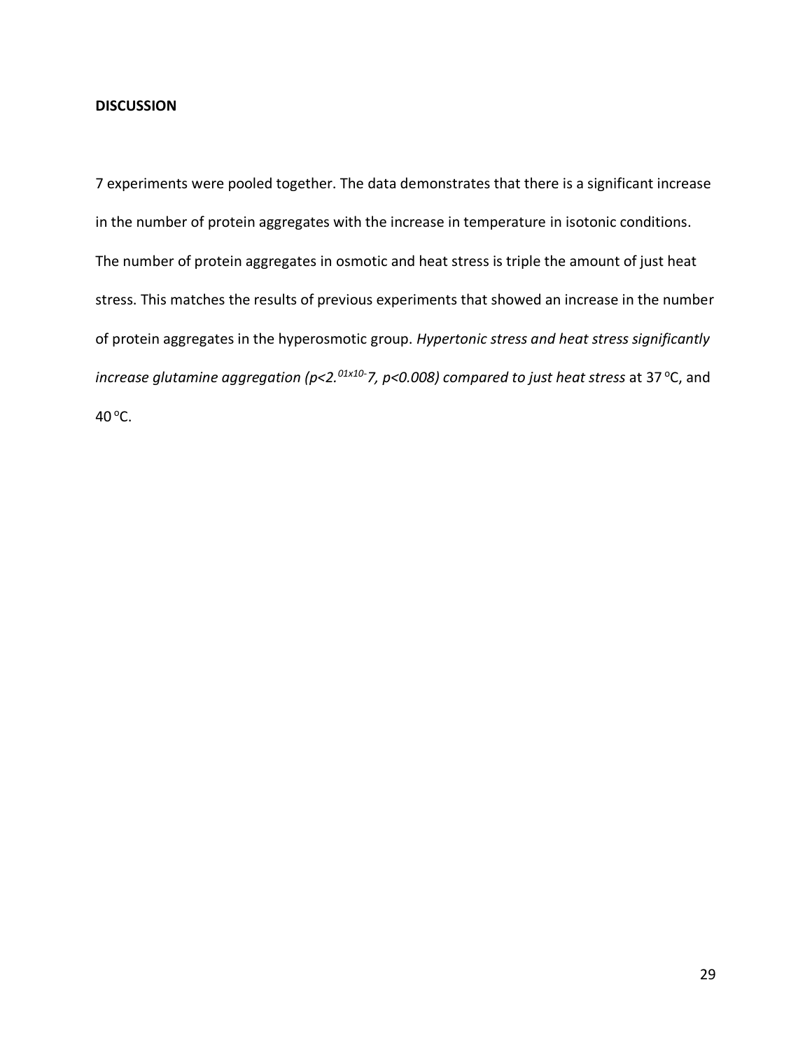**DISCUSSION**

7 experiments were pooled together. The data demonstrates that there is a significant increase in the number of protein aggregates with the increase in temperature in isotonic conditions. The number of protein aggregates in osmotic and heat stress is triple the amount of just heat stress. This matches the results of previous experiments that showed an increase in the number of protein aggregates in the hyperosmotic group. *Hypertonic stress and heat stress significantly increase glutamine aggregation ($p<2.^{01x10-}7$, $p<0.008$) compared to just heat stress* at 37 °C, and 40 °C.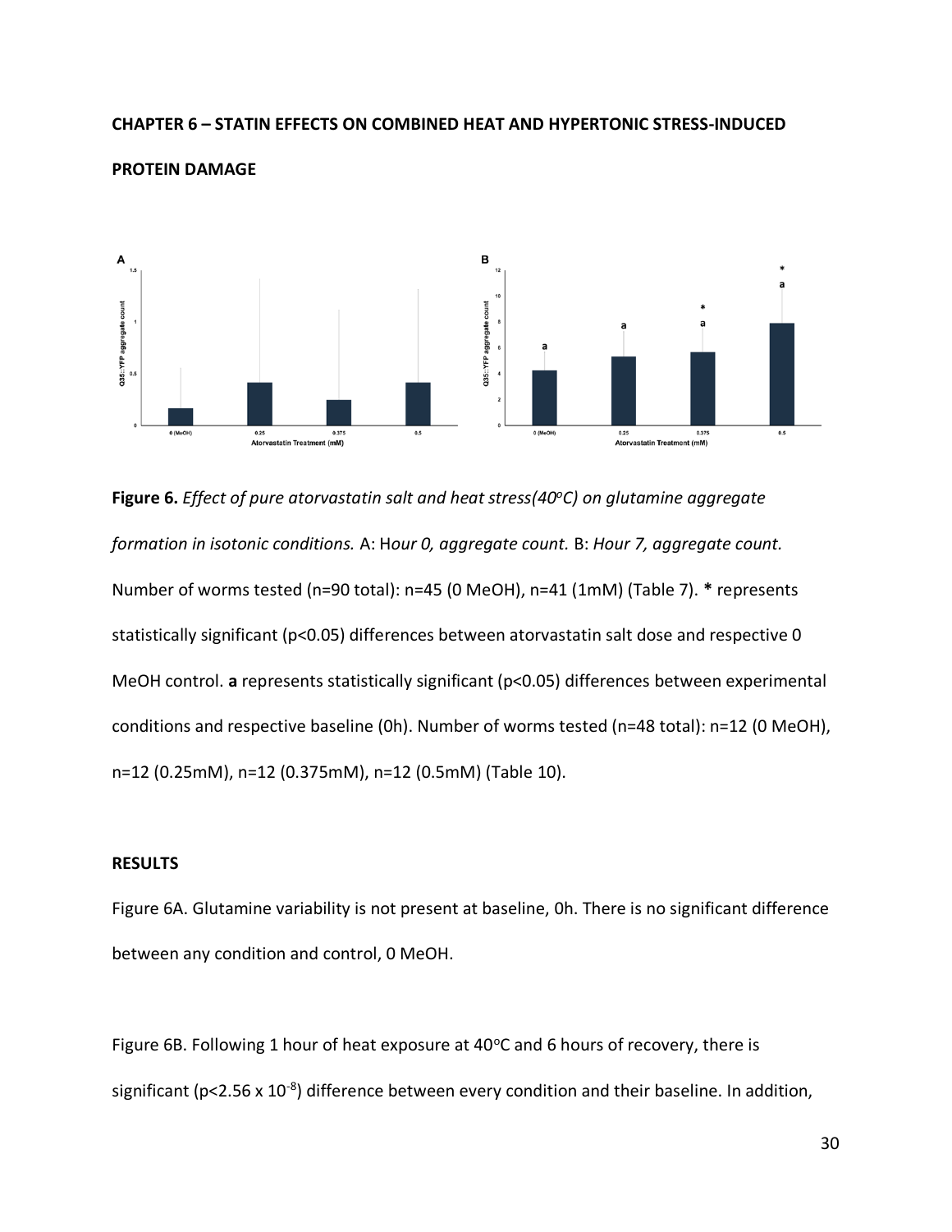# CHAPTER 6 – STATIN EFFECTS ON COMBINED HEAT AND HYPERTONIC STRESS-INDUCED PROTEIN DAMAGE

**Figure 6.** *Effect of pure atorvastatin salt and heat stress(40°C) on glutamine aggregate formation in isotonic conditions.* A: H*our 0, aggregate count.* B: *Hour 7, aggregate count.* Number of worms tested (n=90 total): n=45 (0 MeOH), n=41 (1mM) (Table 7). **\*** represents statistically significant ($p<0.05$) differences between atorvastatin salt dose and respective 0 MeOH control. **a** represents statistically significant ($p<0.05$) differences between experimental conditions and respective baseline (0h). Number of worms tested (n=48 total): n=12 (0 MeOH), n=12 (0.25mM), n=12 (0.375mM), n=12 (0.5mM) (Table 10).

## RESULTS

Figure 6A. Glutamine variability is not present at baseline, 0h. There is no significant difference between any condition and control, 0 MeOH.

Figure 6B. Following 1 hour of heat exposure at 40°C and 6 hours of recovery, there is significant ($p<2.56 \times 10^{-8}$) difference between every condition and their baseline. In addition,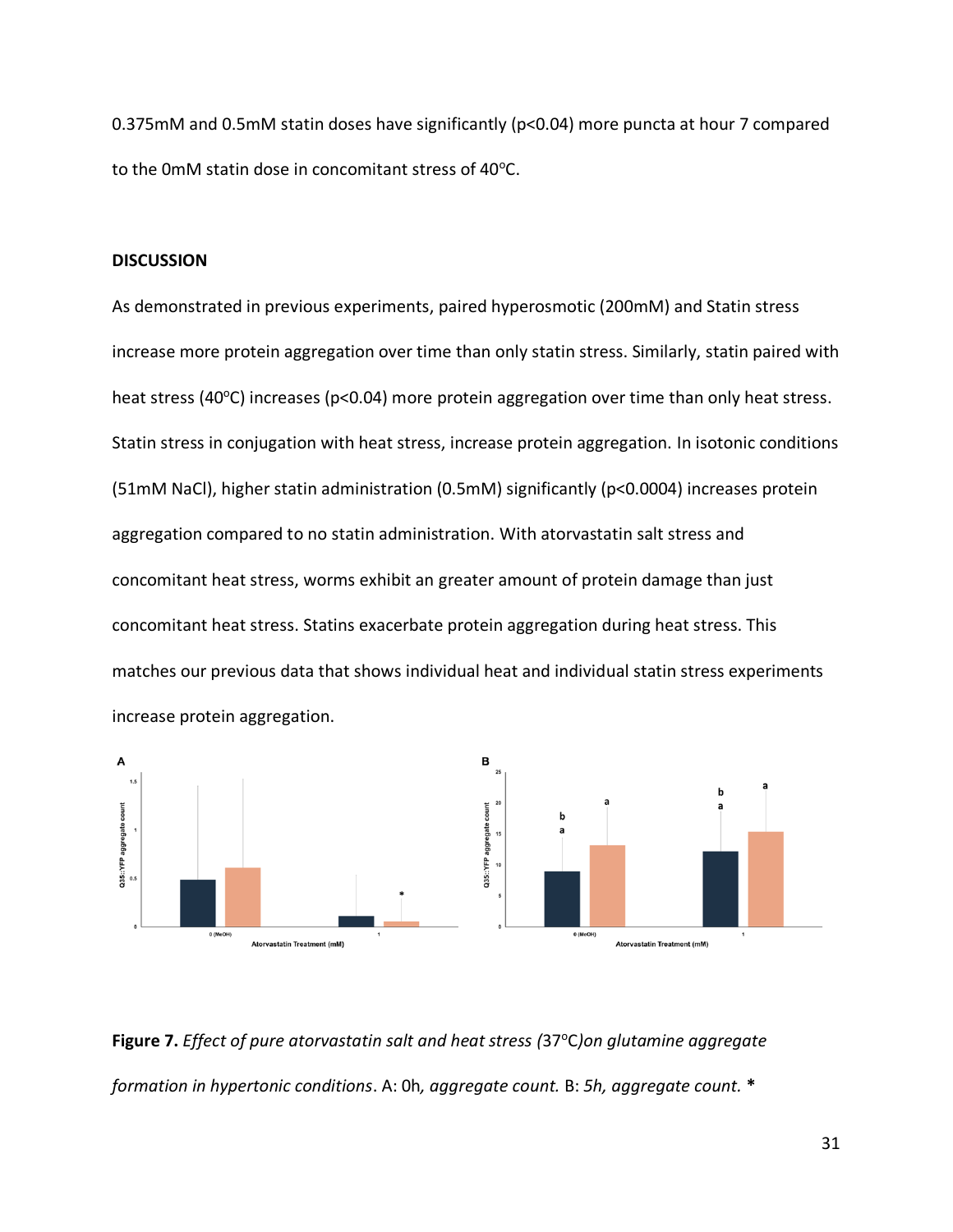0.375mM and 0.5mM statin doses have significantly ($p<0.04$) more puncta at hour 7 compared to the 0mM statin dose in concomitant stress of 40°C.

**DISCUSSION**

As demonstrated in previous experiments, paired hyperosmotic (200mM) and Statin stress increase more protein aggregation over time than only statin stress. Similarly, statin paired with heat stress (40°C) increases ($p<0.04$) more protein aggregation over time than only heat stress. Statin stress in conjugation with heat stress, increase protein aggregation. In isotonic conditions (51mM NaCl), higher statin administration (0.5mM) significantly ($p<0.0004$) increases protein aggregation compared to no statin administration. With atorvastatin salt stress and concomitant heat stress, worms exhibit an greater amount of protein damage than just concomitant heat stress. Statins exacerbate protein aggregation during heat stress. This matches our previous data that shows individual heat and individual statin stress experiments increase protein aggregation.

**Figure 7.** *Effect of pure atorvastatin salt and heat stress (37°C)on glutamine aggregate formation in hypertonic conditions*. A: 0h*, aggregate count.* B: *5h, aggregate count.* *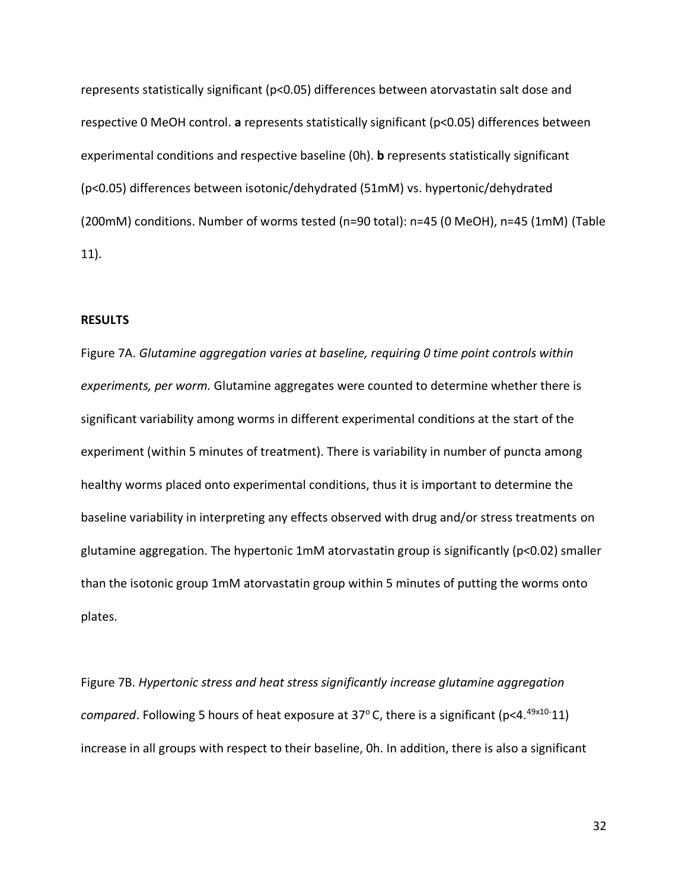represents statistically significant ($p<0.05$) differences between atorvastatin salt dose and respective 0 MeOH control. **a** represents statistically significant ($p<0.05$) differences between experimental conditions and respective baseline (0h). **b** represents statistically significant ($p<0.05$) differences between isotonic/dehydrated (51mM) vs. hypertonic/dehydrated (200mM) conditions. Number of worms tested (n=90 total): n=45 (0 MeOH), n=45 (1mM) (Table 11).

**RESULTS**

Figure 7A. *Glutamine aggregation varies at baseline, requiring 0 time point controls within experiments, per worm.* Glutamine aggregates were counted to determine whether there is significant variability among worms in different experimental conditions at the start of the experiment (within 5 minutes of treatment). There is variability in number of puncta among healthy worms placed onto experimental conditions, thus it is important to determine the baseline variability in interpreting any effects observed with drug and/or stress treatments on glutamine aggregation. The hypertonic 1mM atorvastatin group is significantly ($p<0.02$) smaller than the isotonic group 1mM atorvastatin group within 5 minutes of putting the worms onto plates.

Figure 7B. *Hypertonic stress and heat stress significantly increase glutamine aggregation compared*. Following 5 hours of heat exposure at 37° C, there is a significant ($p<4.^{49x10^{-}}11$) increase in all groups with respect to their baseline, 0h. In addition, there is also a significant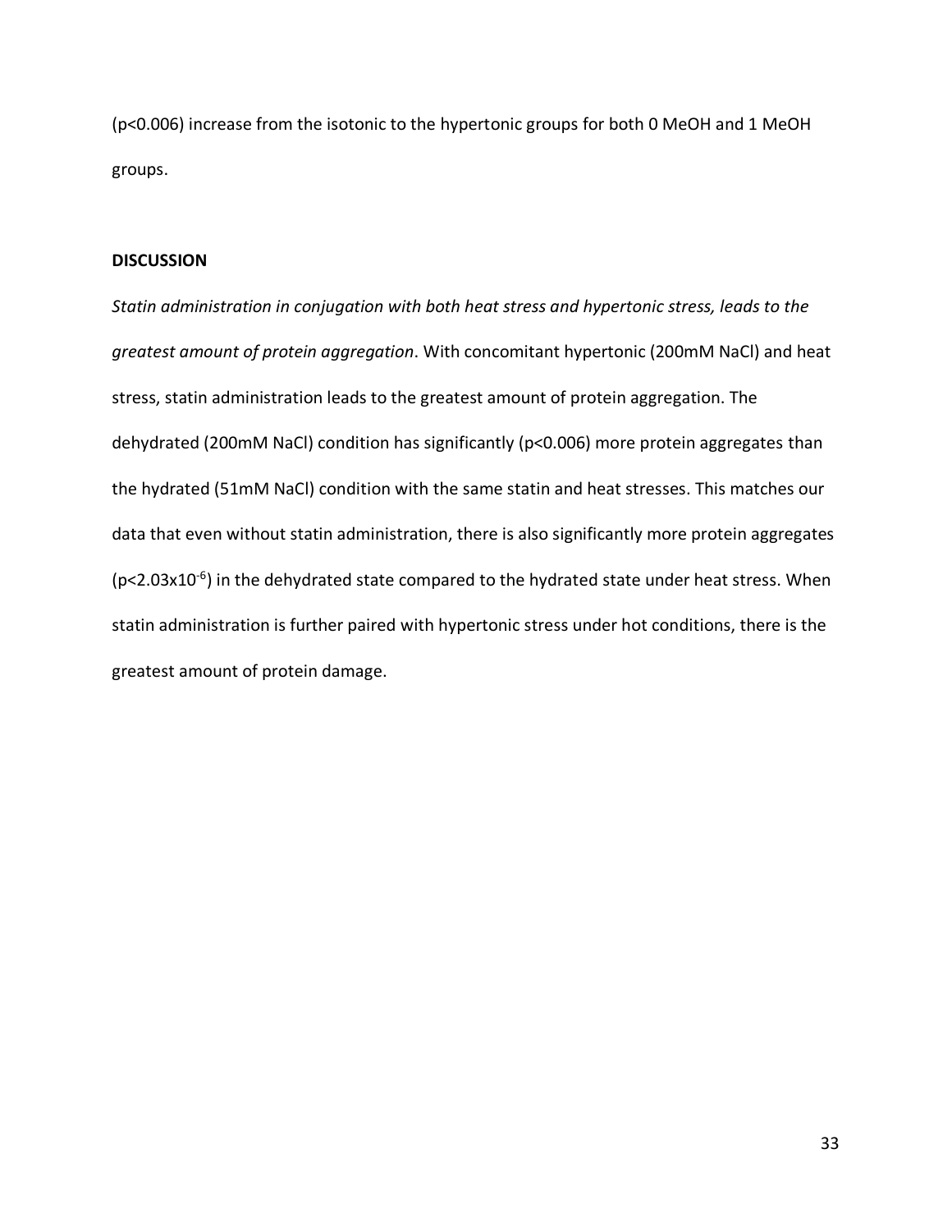($p<0.006$) increase from the isotonic to the hypertonic groups for both 0 MeOH and 1 MeOH groups.

## DISCUSSION

*Statin administration in conjugation with both heat stress and hypertonic stress, leads to the greatest amount of protein aggregation*. With concomitant hypertonic (200mM NaCl) and heat stress, statin administration leads to the greatest amount of protein aggregation. The dehydrated (200mM NaCl) condition has significantly ($p<0.006$) more protein aggregates than the hydrated (51mM NaCl) condition with the same statin and heat stresses. This matches our data that even without statin administration, there is also significantly more protein aggregates ($p<2.03\times10^{-6}$) in the dehydrated state compared to the hydrated state under heat stress. When statin administration is further paired with hypertonic stress under hot conditions, there is the greatest amount of protein damage.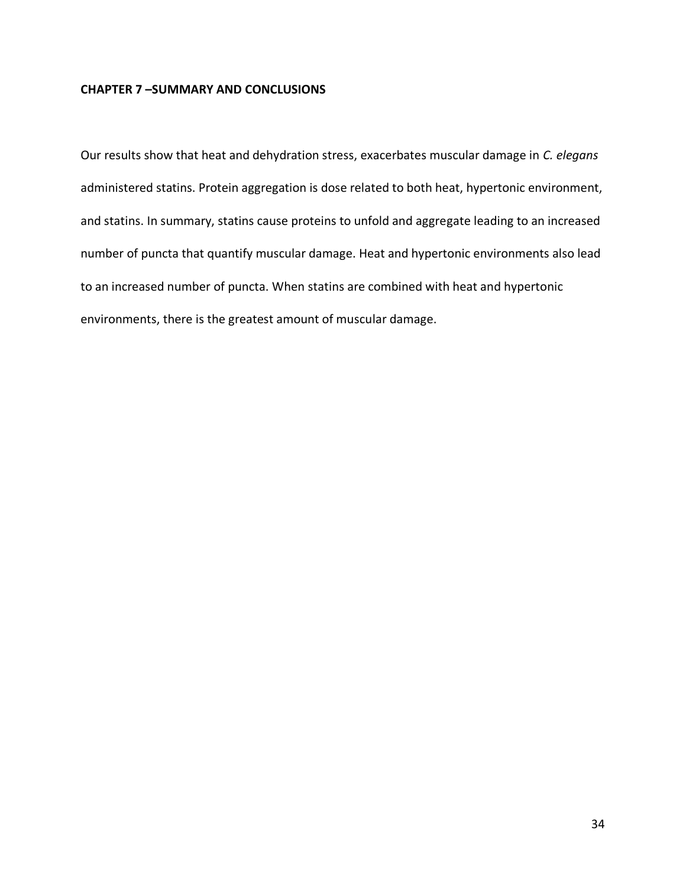## CHAPTER 7 –SUMMARY AND CONCLUSIONS

Our results show that heat and dehydration stress, exacerbates muscular damage in *C. elegans* administered statins. Protein aggregation is dose related to both heat, hypertonic environment, and statins. In summary, statins cause proteins to unfold and aggregate leading to an increased number of puncta that quantify muscular damage. Heat and hypertonic environments also lead to an increased number of puncta. When statins are combined with heat and hypertonic environments, there is the greatest amount of muscular damage.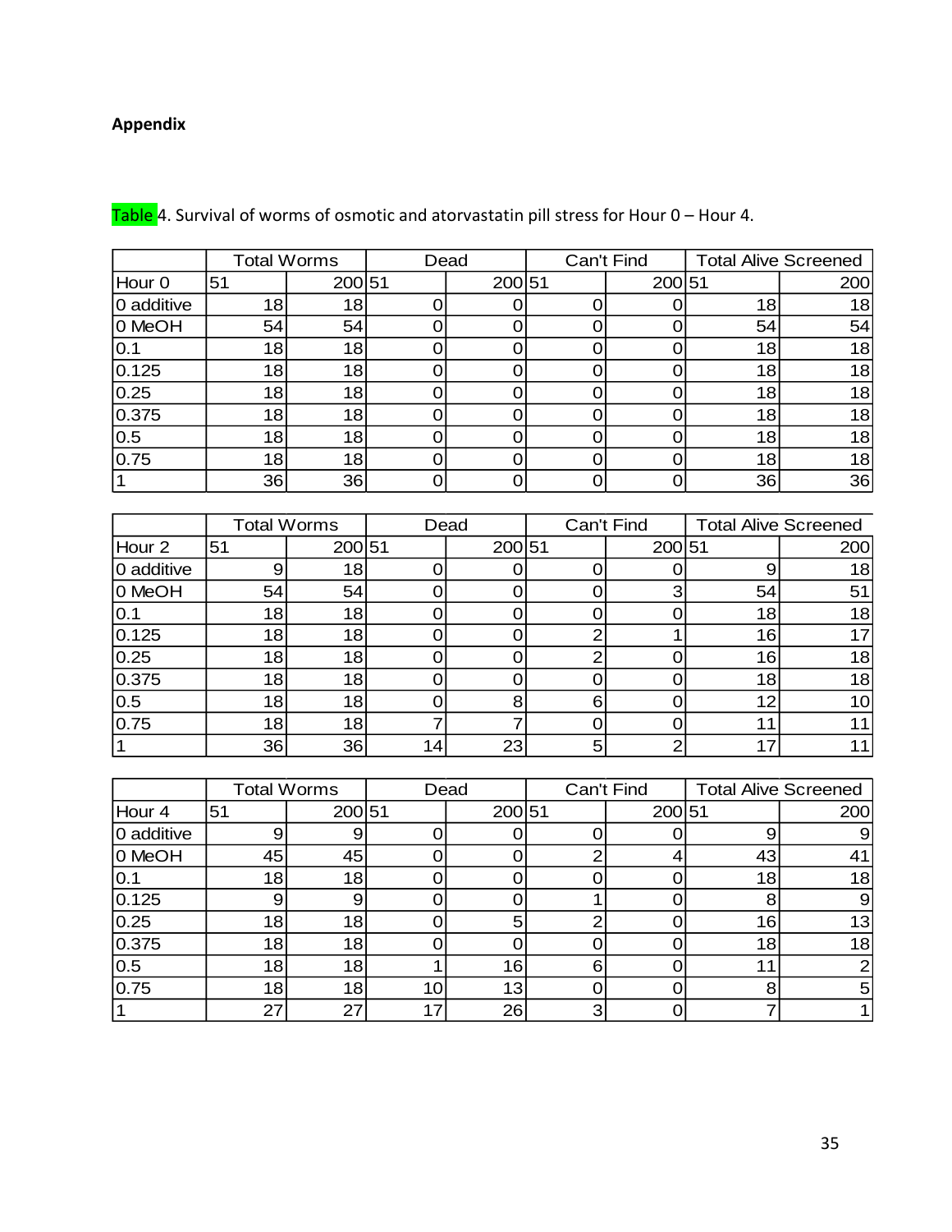**Appendix**

Table 4. Survival of worms of osmotic and atorvastatin pill stress for Hour 0 – Hour 4.

| | Total Worms | | Dead | | Can't Find | | Total Alive Screened | |
|---|---|---|---|---|---|---|---|---|
| Hour 0 | 51 | 200 | 51 | 200 | 51 | 200 | 51 | 200 |
| 0 additive | 18 | 18 | 0 | 0 | 0 | 0 | 18 | 18 |
| 0 MeOH | 54 | 54 | 0 | 0 | 0 | 0 | 54 | 54 |
| 0.1 | 18 | 18 | 0 | 0 | 0 | 0 | 18 | 18 |
| 0.125 | 18 | 18 | 0 | 0 | 0 | 0 | 18 | 18 |
| 0.25 | 18 | 18 | 0 | 0 | 0 | 0 | 18 | 18 |
| 0.375 | 18 | 18 | 0 | 0 | 0 | 0 | 18 | 18 |
| 0.5 | 18 | 18 | 0 | 0 | 0 | 0 | 18 | 18 |
| 0.75 | 18 | 18 | 0 | 0 | 0 | 0 | 18 | 18 |
| 1 | 36 | 36 | 0 | 0 | 0 | 0 | 36 | 36 |

| | Total Worms | | Dead | | Can't Find | | Total Alive Screened | |
|---|---|---|---|---|---|---|---|---|
| Hour 2 | 51 | 200 | 51 | 200 | 51 | 200 | 51 | 200 |
| 0 additive | 9 | 18 | 0 | 0 | 0 | 0 | 9 | 18 |
| 0 MeOH | 54 | 54 | 0 | 0 | 0 | 3 | 54 | 51 |
| 0.1 | 18 | 18 | 0 | 0 | 0 | 0 | 18 | 18 |
| 0.125 | 18 | 18 | 0 | 0 | 2 | 1 | 16 | 17 |
| 0.25 | 18 | 18 | 0 | 0 | 2 | 0 | 16 | 18 |
| 0.375 | 18 | 18 | 0 | 0 | 0 | 0 | 18 | 18 |
| 0.5 | 18 | 18 | 0 | 8 | 6 | 0 | 12 | 10 |
| 0.75 | 18 | 18 | 7 | 7 | 0 | 0 | 11 | 11 |
| 1 | 36 | 36 | 14 | 23 | 5 | 2 | 17 | 11 |

| | Total Worms | | Dead | | Can't Find | | Total Alive Screened | |
|---|---|---|---|---|---|---|---|---|
| Hour 4 | 51 | 200 | 51 | 200 | 51 | 200 | 51 | 200 |
| 0 additive | 9 | 9 | 0 | 0 | 0 | 0 | 9 | 9 |
| 0 MeOH | 45 | 45 | 0 | 0 | 2 | 4 | 43 | 41 |
| 0.1 | 18 | 18 | 0 | 0 | 0 | 0 | 18 | 18 |
| 0.125 | 9 | 9 | 0 | 0 | 1 | 0 | 8 | 9 |
| 0.25 | 18 | 18 | 0 | 5 | 2 | 0 | 16 | 13 |
| 0.375 | 18 | 18 | 0 | 0 | 0 | 0 | 18 | 18 |
| 0.5 | 18 | 18 | 1 | 16 | 6 | 0 | 11 | 2 |
| 0.75 | 18 | 18 | 10 | 13 | 0 | 0 | 8 | 5 |
| 1 | 27 | 27 | 17 | 26 | 3 | 0 | 7 | 1 |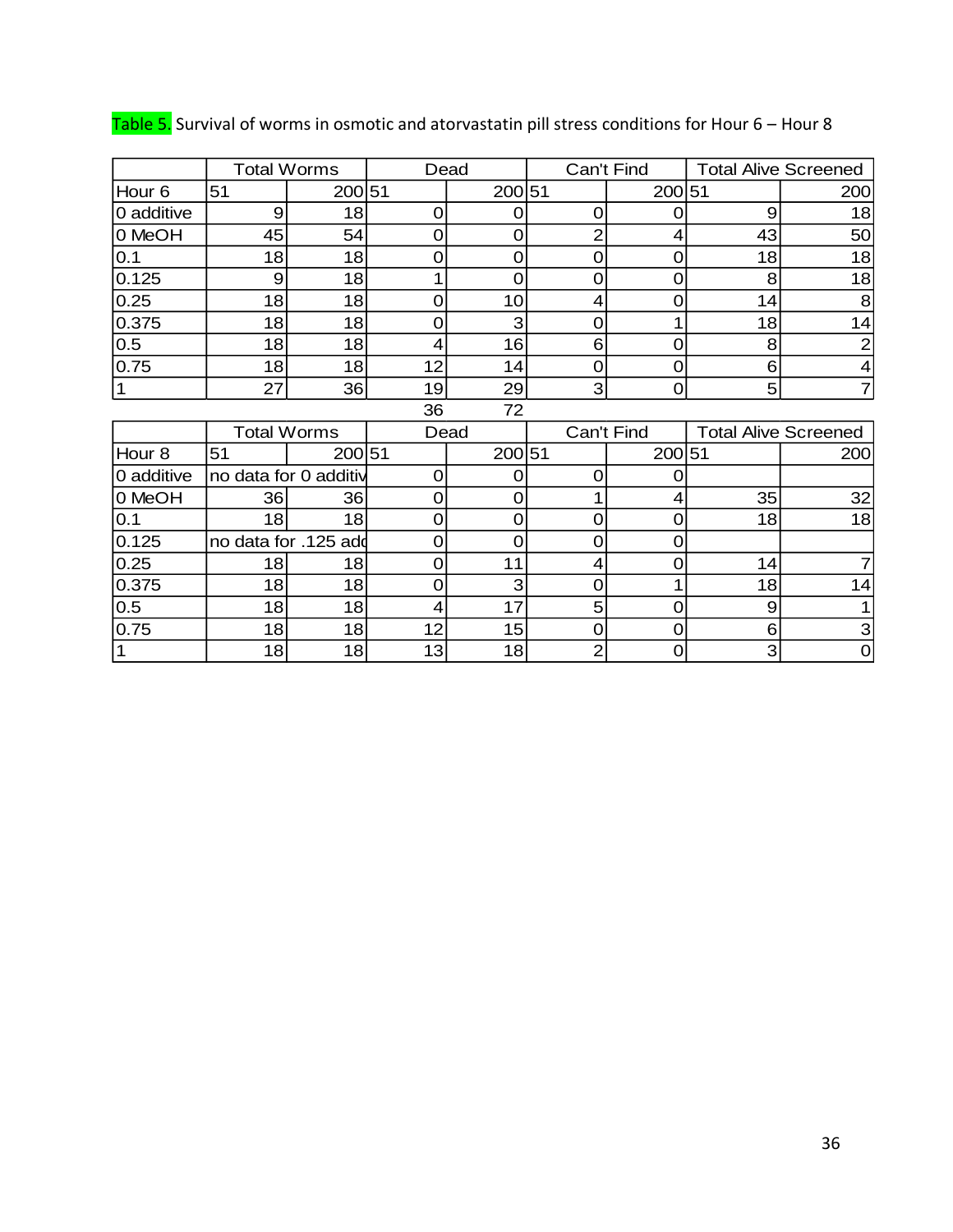Table 5. Survival of worms in osmotic and atorvastatin pill stress conditions for Hour 6 – Hour 8

| | Total Worms | | Dead | | Can't Find | | Total Alive Screened | |
|---|---|---|---|---|---|---|---|---|
| Hour 6 | 51 | 200 | 51 | 200 | 51 | 200 | 51 | 200 |
| 0 additive | 9 | 18 | 0 | 0 | 0 | 0 | 9 | 18 |
| 0 MeOH | 45 | 54 | 0 | 0 | 2 | 4 | 43 | 50 |
| 0.1 | 18 | 18 | 0 | 0 | 0 | 0 | 18 | 18 |
| 0.125 | 9 | 18 | 1 | 0 | 0 | 0 | 8 | 18 |
| 0.25 | 18 | 18 | 0 | 10 | 4 | 0 | 14 | 8 |
| 0.375 | 18 | 18 | 0 | 3 | 0 | 1 | 18 | 14 |
| 0.5 | 18 | 18 | 4 | 16 | 6 | 0 | 8 | 2 |
| 0.75 | 18 | 18 | 12 | 14 | 0 | 0 | 6 | 4 |
| 1 | 27 | 36 | 19 | 29 | 3 | 0 | 5 | 7 |
| | | | 36 | 72 | | | | |

| | Total Worms | | Dead | | Can't Find | | Total Alive Screened | |
|---|---|---|---|---|---|---|---|---|
| Hour 8 | 51 | 200 | 51 | 200 | 51 | 200 | 51 | 200 |
| 0 additive | no data for 0 additiv | | 0 | 0 | 0 | 0 | | |
| 0 MeOH | 36 | 36 | 0 | 0 | 1 | 4 | 35 | 32 |
| 0.1 | 18 | 18 | 0 | 0 | 0 | 0 | 18 | 18 |
| 0.125 | no data for .125 add | | 0 | 0 | 0 | 0 | | |
| 0.25 | 18 | 18 | 0 | 11 | 4 | 0 | 14 | 7 |
| 0.375 | 18 | 18 | 0 | 3 | 0 | 1 | 18 | 14 |
| 0.5 | 18 | 18 | 4 | 17 | 5 | 0 | 9 | 1 |
| 0.75 | 18 | 18 | 12 | 15 | 0 | 0 | 6 | 3 |
| 1 | 18 | 18 | 13 | 18 | 2 | 0 | 3 | 0 |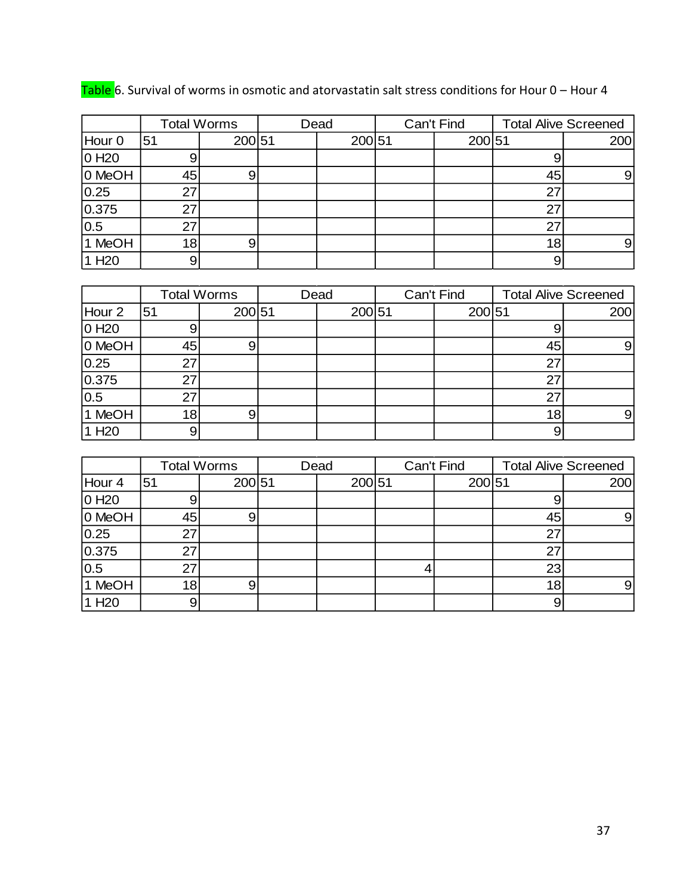Table 6. Survival of worms in osmotic and atorvastatin salt stress conditions for Hour 0 – Hour 4

| | Total Worms | | Dead | | Can't Find | | Total Alive Screened | |
|---|---|---|---|---|---|---|---|---|
| Hour 0 | 51 | 200 | 51 | 200 | 51 | 200 | 51 | 200 |
| 0 H20 | 9 | | | | | | 9 | |
| 0 MeOH | 45 | 9 | | | | | 45 | 9 |
| 0.25 | 27 | | | | | | 27 | |
| 0.375 | 27 | | | | | | 27 | |
| 0.5 | 27 | | | | | | 27 | |
| 1 MeOH | 18 | 9 | | | | | 18 | 9 |
| 1 H20 | 9 | | | | | | 9 | |

| | Total Worms | | Dead | | Can't Find | | Total Alive Screened | |
|---|---|---|---|---|---|---|---|---|
| Hour 2 | 51 | 200 | 51 | 200 | 51 | 200 | 51 | 200 |
| 0 H20 | 9 | | | | | | 9 | |
| 0 MeOH | 45 | 9 | | | | | 45 | 9 |
| 0.25 | 27 | | | | | | 27 | |
| 0.375 | 27 | | | | | | 27 | |
| 0.5 | 27 | | | | | | 27 | |
| 1 MeOH | 18 | 9 | | | | | 18 | 9 |
| 1 H20 | 9 | | | | | | 9 | |

| | Total Worms | | Dead | | Can't Find | | Total Alive Screened | |
|---|---|---|---|---|---|---|---|---|
| Hour 4 | 51 | 200 | 51 | 200 | 51 | 200 | 51 | 200 |
| 0 H20 | 9 | | | | | | 9 | |
| 0 MeOH | 45 | 9 | | | | | 45 | 9 |
| 0.25 | 27 | | | | | | 27 | |
| 0.375 | 27 | | | | | | 27 | |
| 0.5 | 27 | | | | 4 | | 23 | |
| 1 MeOH | 18 | 9 | | | | | 18 | 9 |
| 1 H20 | 9 | | | | | | 9 | |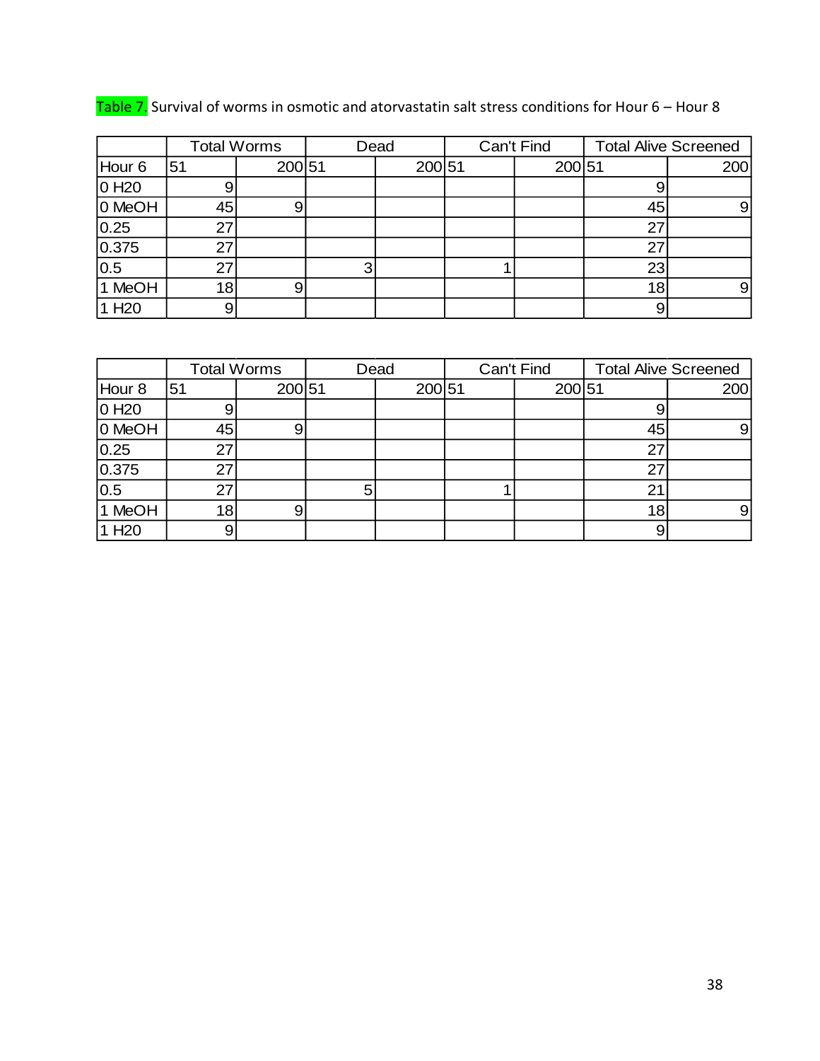Table 7. Survival of worms in osmotic and atorvastatin salt stress conditions for Hour 6 – Hour 8

| | Total Worms | | Dead | | Can't Find | | Total Alive Screened | |
|---|---|---|---|---|---|---|---|---|
| Hour 6 | 51 | 200 | 51 | 200 | 51 | 200 | 51 | 200 |
| 0 H20 | 9 | | | | | | 9 | |
| 0 MeOH | 45 | 9 | | | | | 45 | 9 |
| 0.25 | 27 | | | | | | 27 | |
| 0.375 | 27 | | | | | | 27 | |
| 0.5 | 27 | | 3 | | 1 | | 23 | |
| 1 MeOH | 18 | 9 | | | | | 18 | 9 |
| 1 H20 | 9 | | | | | | 9 | |

| | Total Worms | | Dead | | Can't Find | | Total Alive Screened | |
|---|---|---|---|---|---|---|---|---|
| Hour 8 | 51 | 200 | 51 | 200 | 51 | 200 | 51 | 200 |
| 0 H20 | 9 | | | | | | 9 | |
| 0 MeOH | 45 | 9 | | | | | 45 | 9 |
| 0.25 | 27 | | | | | | 27 | |
| 0.375 | 27 | | | | | | 27 | |
| 0.5 | 27 | | 5 | | 1 | | 21 | |
| 1 MeOH | 18 | 9 | | | | | 18 | 9 |
| 1 H20 | 9 | | | | | | 9 | |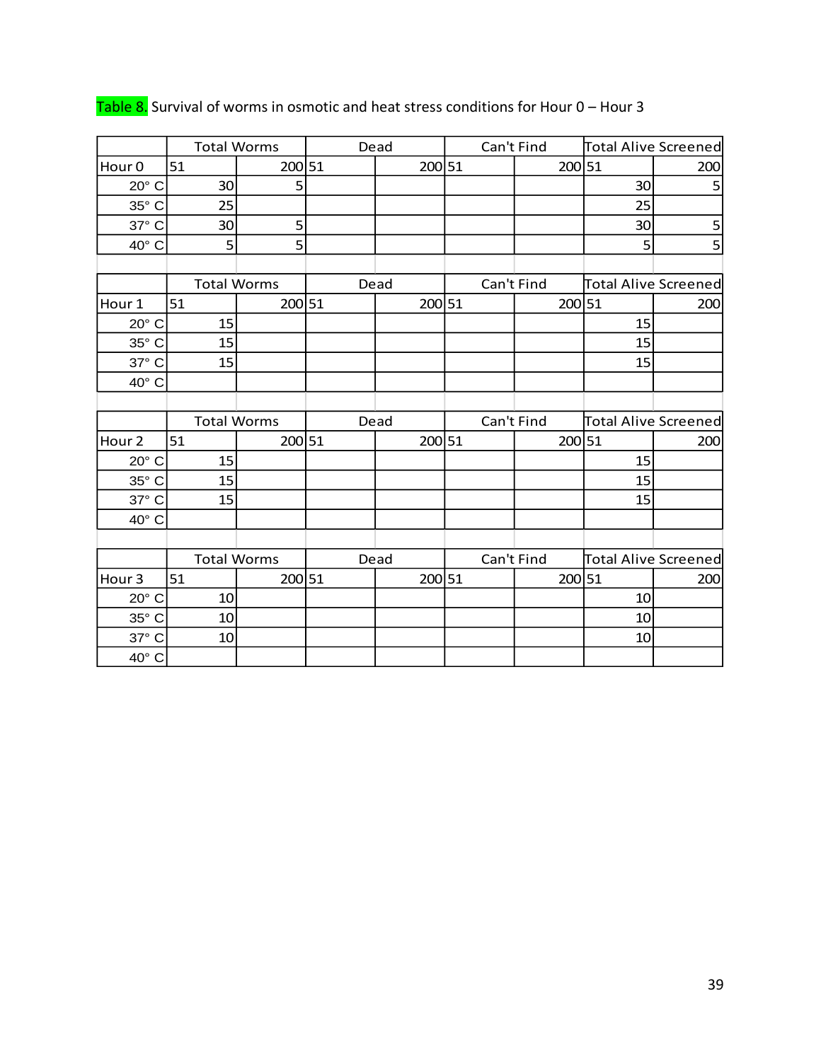Table 8. Survival of worms in osmotic and heat stress conditions for Hour 0 – Hour 3

| | Total Worms | | Dead | | Can't Find | | Total Alive Screened | |
|---|---|---|---|---|---|---|---|---|
| Hour 0 | 51 | 200 | 51 | 200 | 51 | 200 | 51 | 200 |
| 20° C | 30 | 5 | | | | | 30 | 5 |
| 35° C | 25 | | | | | | 25 | |
| 37° C | 30 | 5 | | | | | 30 | 5 |
| 40° C | 5 | 5 | | | | | 5 | 5 |

| | Total Worms | | Dead | | Can't Find | | Total Alive Screened | |
|---|---|---|---|---|---|---|---|---|
| Hour 1 | 51 | 200 | 51 | 200 | 51 | 200 | 51 | 200 |
| 20° C | 15 | | | | | | 15 | |
| 35° C | 15 | | | | | | 15 | |
| 37° C | 15 | | | | | | 15 | |
| 40° C | | | | | | | | |

| | Total Worms | | Dead | | Can't Find | | Total Alive Screened | |
|---|---|---|---|---|---|---|---|---|
| Hour 2 | 51 | 200 | 51 | 200 | 51 | 200 | 51 | 200 |
| 20° C | 15 | | | | | | 15 | |
| 35° C | 15 | | | | | | 15 | |
| 37° C | 15 | | | | | | 15 | |
| 40° C | | | | | | | | |

| | Total Worms | | Dead | | Can't Find | | Total Alive Screened | |
|---|---|---|---|---|---|---|---|---|
| Hour 3 | 51 | 200 | 51 | 200 | 51 | 200 | 51 | 200 |
| 20° C | 10 | | | | | | 10 | |
| 35° C | 10 | | | | | | 10 | |
| 37° C | 10 | | | | | | 10 | |
| 40° C | | | | | | | | |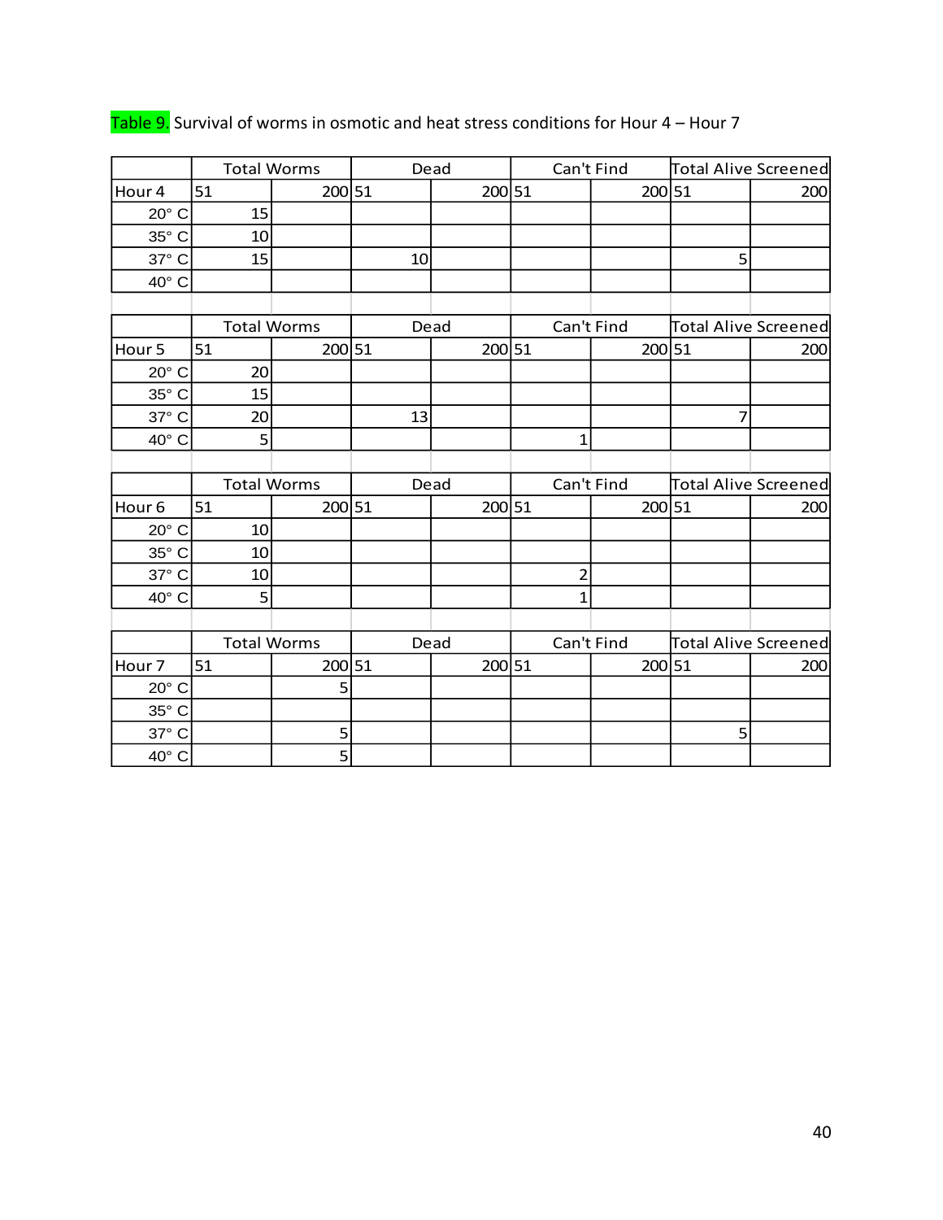Table 9. Survival of worms in osmotic and heat stress conditions for Hour 4 – Hour 7

| | Total Worms | | Dead | | Can't Find | | Total Alive Screened | |
|---|---|---|---|---|---|---|---|---|
| Hour 4 | 51 | 200 | 51 | 200 | 51 | 200 | 51 | 200 |
| 20° C | 15 | | | | | | | |
| 35° C | 10 | | | | | | | |
| 37° C | 15 | | 10 | | | | 5 | |
| 40° C | | | | | | | | |

| | Total Worms | | Dead | | Can't Find | | Total Alive Screened | |
|---|---|---|---|---|---|---|---|---|
| Hour 5 | 51 | 200 | 51 | 200 | 51 | 200 | 51 | 200 |
| 20° C | 20 | | | | | | | |
| 35° C | 15 | | | | | | | |
| 37° C | 20 | | 13 | | | | 7 | |
| 40° C | 5 | | | | 1 | | | |

| | Total Worms | | Dead | | Can't Find | | Total Alive Screened | |
|---|---|---|---|---|---|---|---|---|
| Hour 6 | 51 | 200 | 51 | 200 | 51 | 200 | 51 | 200 |
| 20° C | 10 | | | | | | | |
| 35° C | 10 | | | | | | | |
| 37° C | 10 | | | | 2 | | | |
| 40° C | 5 | | | | 1 | | | |

| | Total Worms | | Dead | | Can't Find | | Total Alive Screened | |
|---|---|---|---|---|---|---|---|---|
| Hour 7 | 51 | 200 | 51 | 200 | 51 | 200 | 51 | 200 |
| 20° C | | 5 | | | | | | |
| 35° C | | | | | | | | |
| 37° C | | 5 | | | | | 5 | |
| 40° C | | 5 | | | | | | |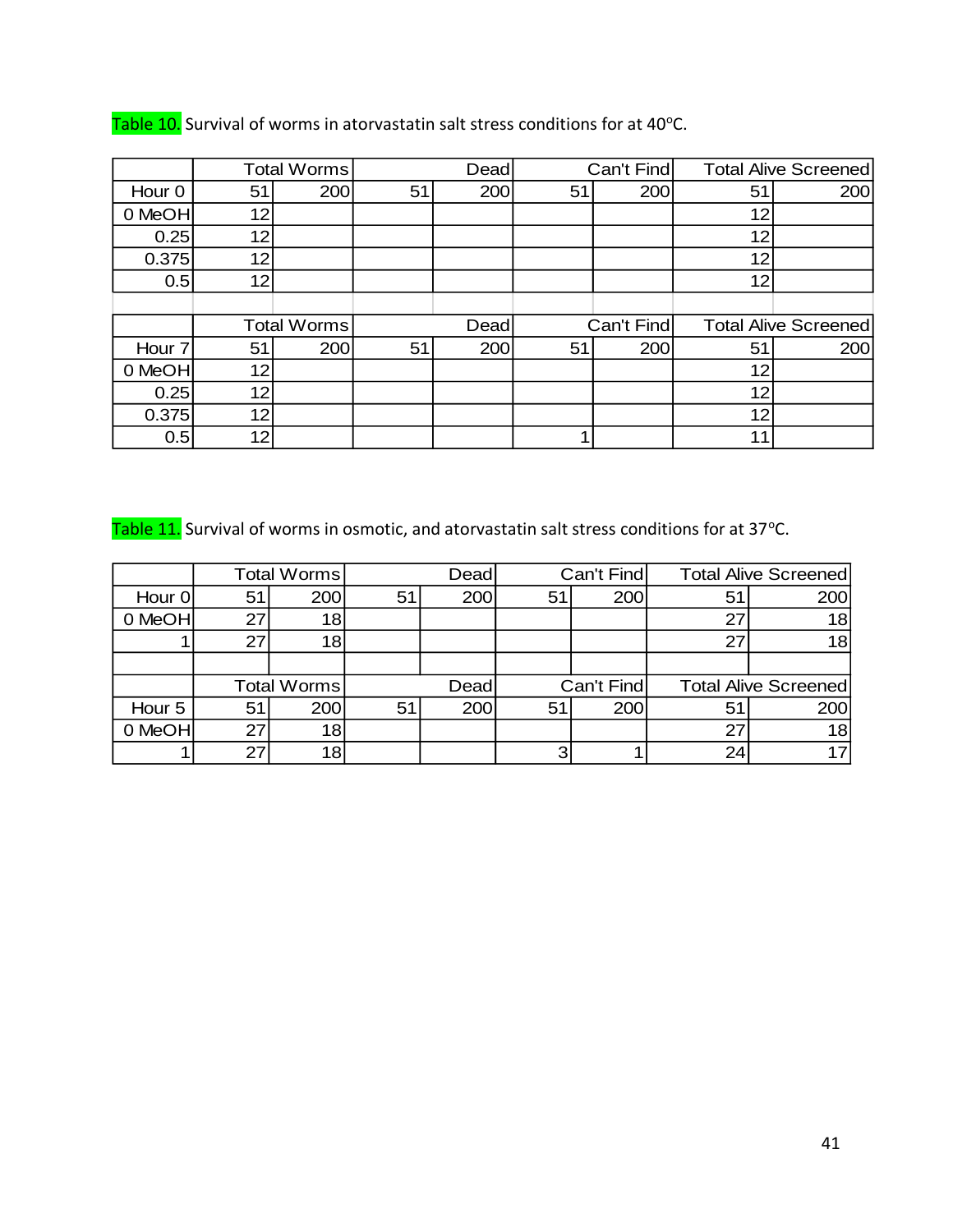Table 10. Survival of worms in atorvastatin salt stress conditions for at 40°C.

| | Total Worms | | Dead | | Can't Find | | Total Alive Screened | |
|---|---|---|---|---|---|---|---|---|
| Hour 0 | 51 | 200 | 51 | 200 | 51 | 200 | 51 | 200 |
| 0 MeOH | 12 | | | | | | 12 | |
| 0.25 | 12 | | | | | | 12 | |
| 0.375 | 12 | | | | | | 12 | |
| 0.5 | 12 | | | | | | 12 | |
| | | | | | | | | |
| | Total Worms | | Dead | | Can't Find | | Total Alive Screened | |
| Hour 7 | 51 | 200 | 51 | 200 | 51 | 200 | 51 | 200 |
| 0 MeOH | 12 | | | | | | 12 | |
| 0.25 | 12 | | | | | | 12 | |
| 0.375 | 12 | | | | | | 12 | |
| 0.5 | 12 | | | | 1 | | 11 | |

Table 11. Survival of worms in osmotic, and atorvastatin salt stress conditions for at 37°C.

| | Total Worms | | Dead | | Can't Find | | Total Alive Screened | |
|---|---|---|---|---|---|---|---|---|
| Hour 0 | 51 | 200 | 51 | 200 | 51 | 200 | 51 | 200 |
| 0 MeOH | 27 | 18 | | | | | 27 | 18 |
| 1 | 27 | 18 | | | | | 27 | 18 |
| | | | | | | | | |
| | Total Worms | | Dead | | Can't Find | | Total Alive Screened | |
| Hour 5 | 51 | 200 | 51 | 200 | 51 | 200 | 51 | 200 |
| 0 MeOH | 27 | 18 | | | | | 27 | 18 |
| 1 | 27 | 18 | | | 3 | 1 | 24 | 17 |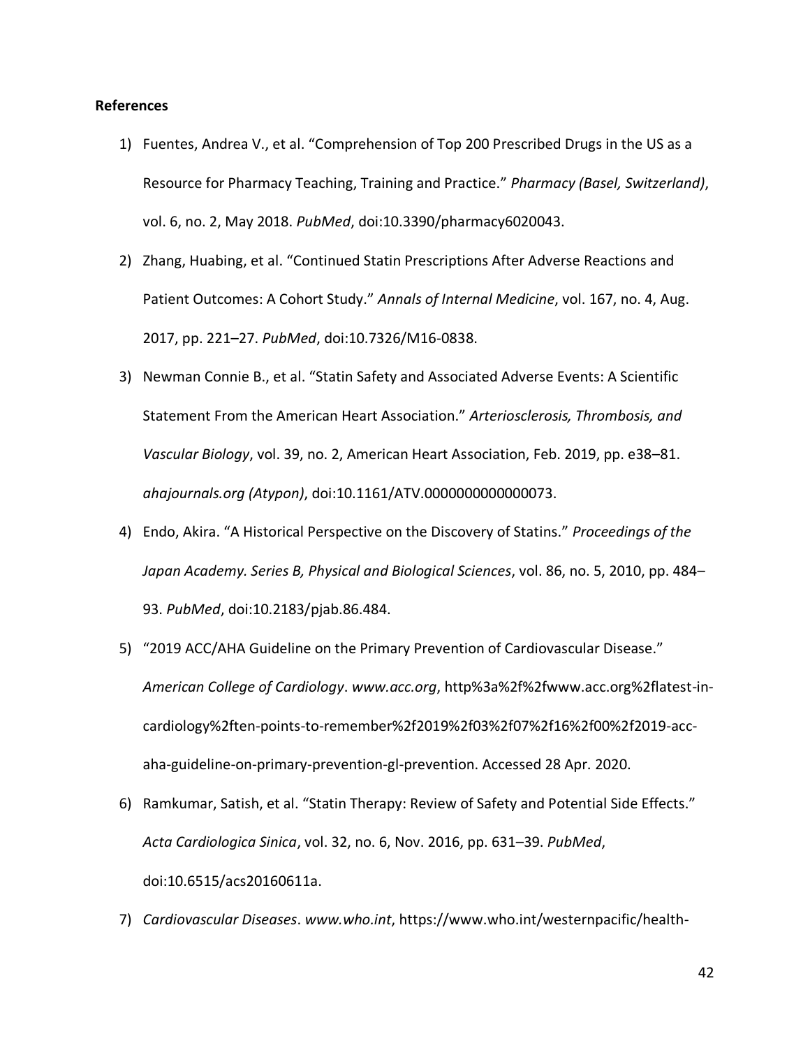**References**

1) Fuentes, Andrea V., et al. "Comprehension of Top 200 Prescribed Drugs in the US as a Resource for Pharmacy Teaching, Training and Practice." *Pharmacy (Basel, Switzerland)*, vol. 6, no. 2, May 2018. *PubMed*, doi:10.3390/pharmacy6020043.

2) Zhang, Huabing, et al. "Continued Statin Prescriptions After Adverse Reactions and Patient Outcomes: A Cohort Study." *Annals of Internal Medicine*, vol. 167, no. 4, Aug. 2017, pp. 221–27. *PubMed*, doi:10.7326/M16-0838.

3) Newman Connie B., et al. "Statin Safety and Associated Adverse Events: A Scientific Statement From the American Heart Association." *Arteriosclerosis, Thrombosis, and Vascular Biology*, vol. 39, no. 2, American Heart Association, Feb. 2019, pp. e38–81. *ahajournals.org (Atypon)*, doi:10.1161/ATV.0000000000000073.

4) Endo, Akira. "A Historical Perspective on the Discovery of Statins." *Proceedings of the Japan Academy. Series B, Physical and Biological Sciences*, vol. 86, no. 5, 2010, pp. 484–93. *PubMed*, doi:10.2183/pjab.86.484.

5) "2019 ACC/AHA Guideline on the Primary Prevention of Cardiovascular Disease." *American College of Cardiology*. *www.acc.org*, http%3a%2f%2fwww.acc.org%2flatest-in-cardiology%2ften-points-to-remember%2f2019%2f03%2f07%2f16%2f00%2f2019-acc-aha-guideline-on-primary-prevention-gl-prevention. Accessed 28 Apr. 2020.

6) Ramkumar, Satish, et al. "Statin Therapy: Review of Safety and Potential Side Effects." *Acta Cardiologica Sinica*, vol. 32, no. 6, Nov. 2016, pp. 631–39. *PubMed*, doi:10.6515/acs20160611a.

7) *Cardiovascular Diseases*. *www.who.int*, https://www.who.int/westernpacific/health-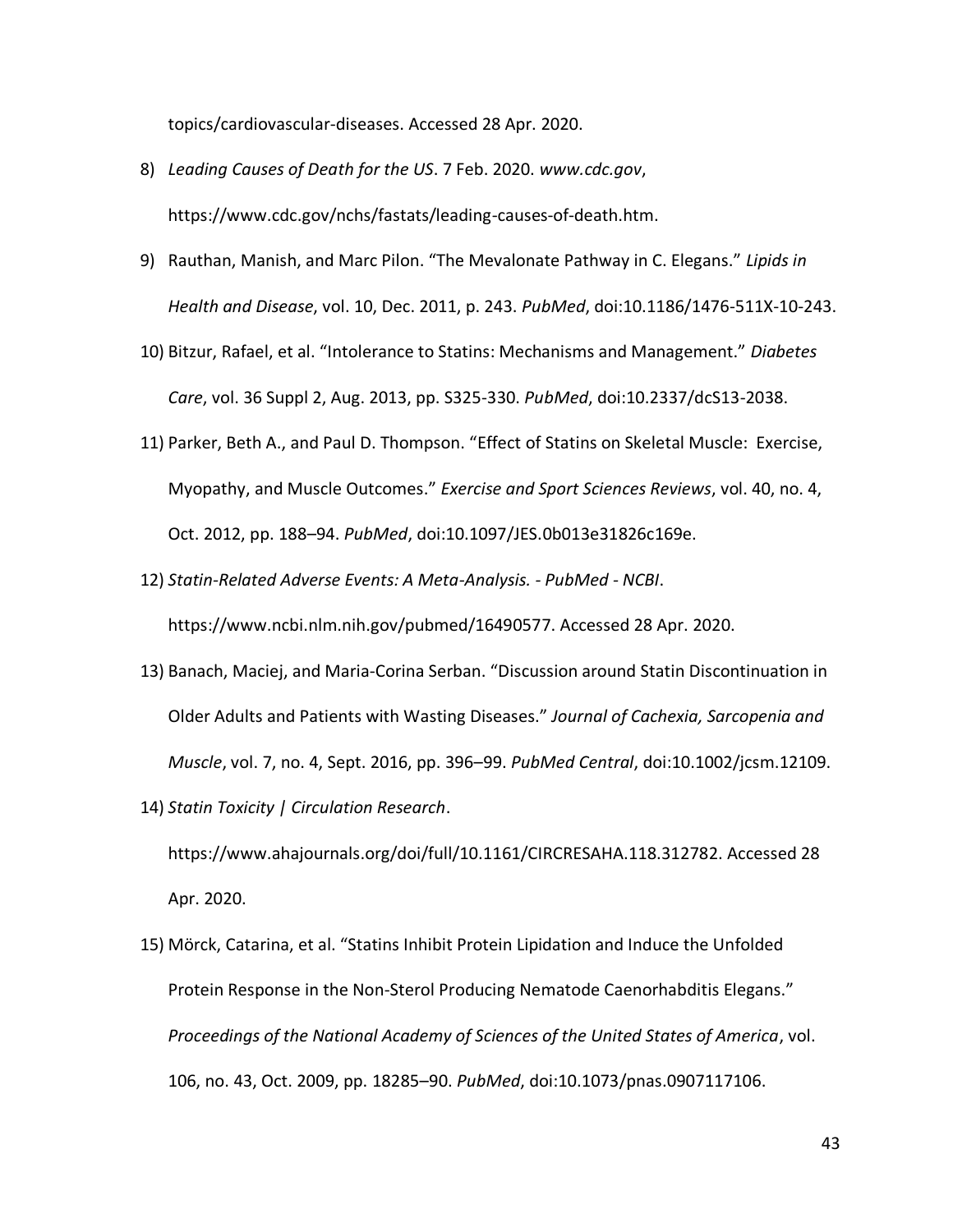topics/cardiovascular-diseases. Accessed 28 Apr. 2020.

8) *Leading Causes of Death for the US*. 7 Feb. 2020. *www.cdc.gov*, https://www.cdc.gov/nchs/fastats/leading-causes-of-death.htm.

9) Rauthan, Manish, and Marc Pilon. "The Mevalonate Pathway in C. Elegans." *Lipids in Health and Disease*, vol. 10, Dec. 2011, p. 243. *PubMed*, doi:10.1186/1476-511X-10-243.

10) Bitzur, Rafael, et al. "Intolerance to Statins: Mechanisms and Management." *Diabetes Care*, vol. 36 Suppl 2, Aug. 2013, pp. S325-330. *PubMed*, doi:10.2337/dcS13-2038.

11) Parker, Beth A., and Paul D. Thompson. "Effect of Statins on Skeletal Muscle: Exercise, Myopathy, and Muscle Outcomes." *Exercise and Sport Sciences Reviews*, vol. 40, no. 4, Oct. 2012, pp. 188–94. *PubMed*, doi:10.1097/JES.0b013e31826c169e.

12) *Statin-Related Adverse Events: A Meta-Analysis. - PubMed - NCBI*. https://www.ncbi.nlm.nih.gov/pubmed/16490577. Accessed 28 Apr. 2020.

13) Banach, Maciej, and Maria-Corina Serban. "Discussion around Statin Discontinuation in Older Adults and Patients with Wasting Diseases." *Journal of Cachexia, Sarcopenia and Muscle*, vol. 7, no. 4, Sept. 2016, pp. 396–99. *PubMed Central*, doi:10.1002/jcsm.12109.

14) *Statin Toxicity | Circulation Research*. https://www.ahajournals.org/doi/full/10.1161/CIRCRESAHA.118.312782. Accessed 28 Apr. 2020.

15) Mörck, Catarina, et al. "Statins Inhibit Protein Lipidation and Induce the Unfolded Protein Response in the Non-Sterol Producing Nematode Caenorhabditis Elegans." *Proceedings of the National Academy of Sciences of the United States of America*, vol. 106, no. 43, Oct. 2009, pp. 18285–90. *PubMed*, doi:10.1073/pnas.0907117106.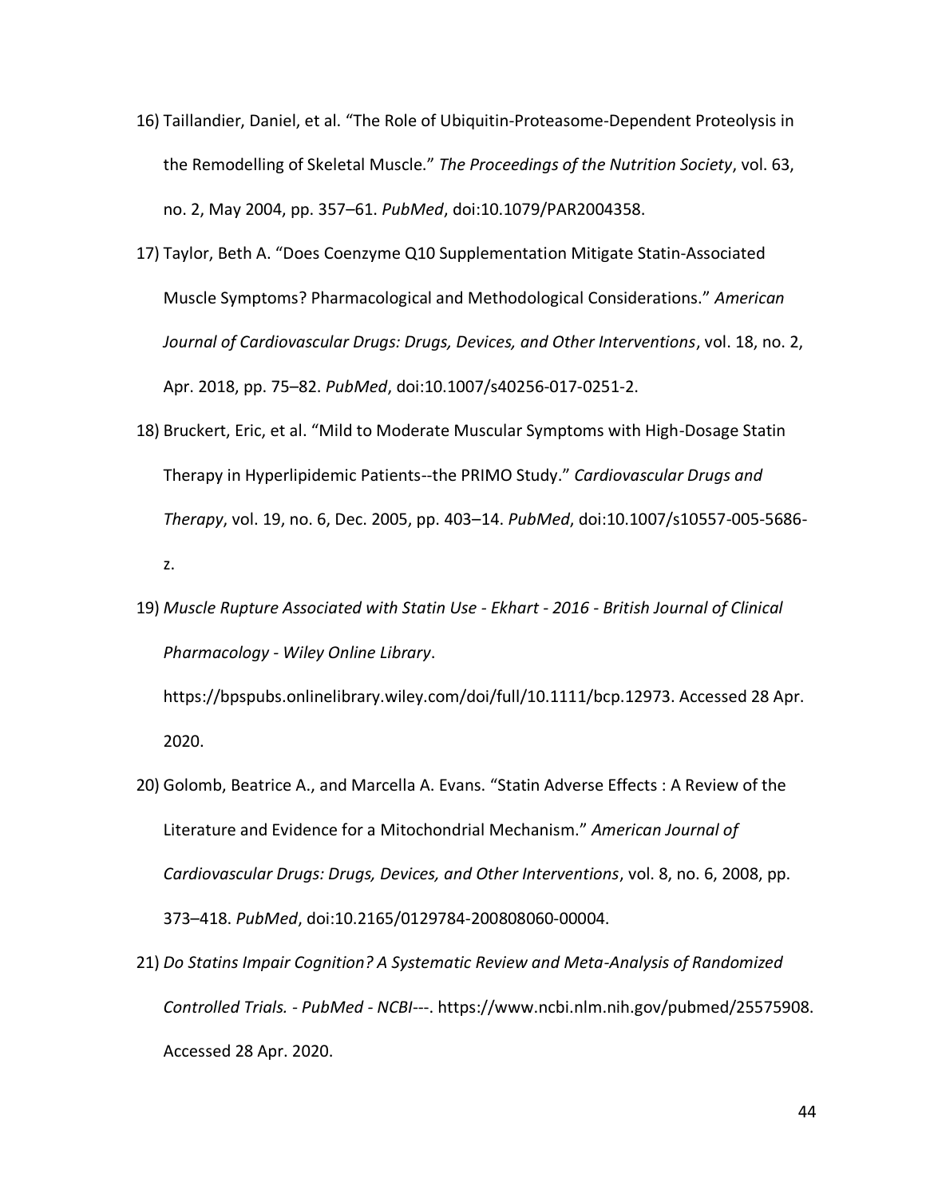16) Taillandier, Daniel, et al. “The Role of Ubiquitin-Proteasome-Dependent Proteolysis in the Remodelling of Skeletal Muscle.” *The Proceedings of the Nutrition Society*, vol. 63, no. 2, May 2004, pp. 357–61. *PubMed*, doi:10.1079/PAR2004358.

17) Taylor, Beth A. “Does Coenzyme Q10 Supplementation Mitigate Statin-Associated Muscle Symptoms? Pharmacological and Methodological Considerations.” *American Journal of Cardiovascular Drugs: Drugs, Devices, and Other Interventions*, vol. 18, no. 2, Apr. 2018, pp. 75–82. *PubMed*, doi:10.1007/s40256-017-0251-2.

18) Bruckert, Eric, et al. “Mild to Moderate Muscular Symptoms with High-Dosage Statin Therapy in Hyperlipidemic Patients--the PRIMO Study.” *Cardiovascular Drugs and Therapy*, vol. 19, no. 6, Dec. 2005, pp. 403–14. *PubMed*, doi:10.1007/s10557-005-5686-z.

19) *Muscle Rupture Associated with Statin Use - Ekhart - 2016 - British Journal of Clinical Pharmacology - Wiley Online Library*. https://bpspubs.onlinelibrary.wiley.com/doi/full/10.1111/bcp.12973. Accessed 28 Apr. 2020.

20) Golomb, Beatrice A., and Marcella A. Evans. “Statin Adverse Effects : A Review of the Literature and Evidence for a Mitochondrial Mechanism.” *American Journal of Cardiovascular Drugs: Drugs, Devices, and Other Interventions*, vol. 8, no. 6, 2008, pp. 373–418. *PubMed*, doi:10.2165/0129784-200808060-00004.

21) *Do Statins Impair Cognition? A Systematic Review and Meta-Analysis of Randomized Controlled Trials. - PubMed - NCBI*---. https://www.ncbi.nlm.nih.gov/pubmed/25575908. Accessed 28 Apr. 2020.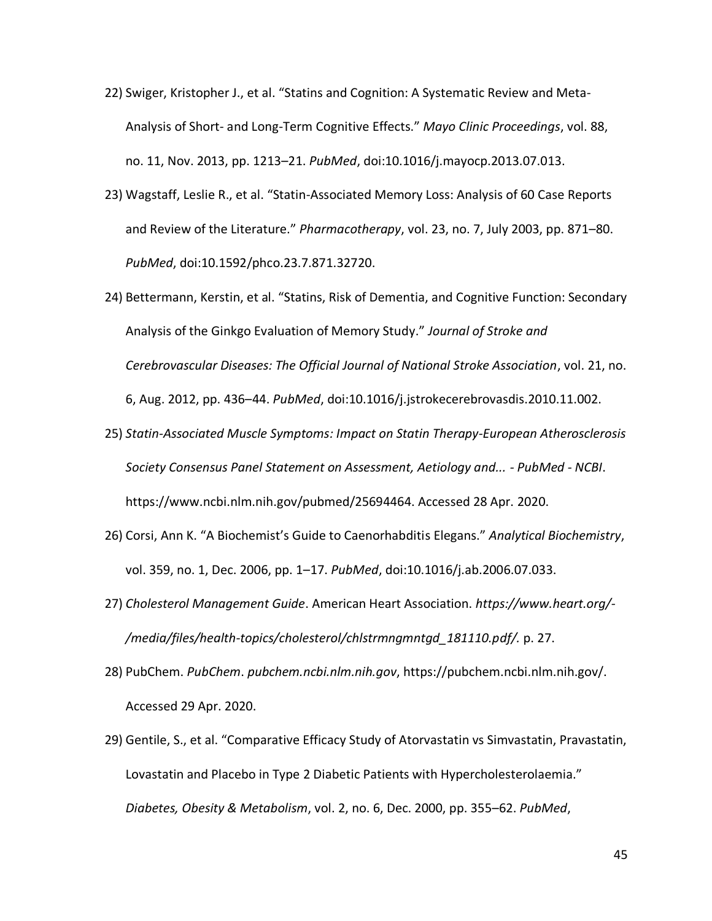22) Swiger, Kristopher J., et al. “Statins and Cognition: A Systematic Review and Meta-Analysis of Short- and Long-Term Cognitive Effects.” *Mayo Clinic Proceedings*, vol. 88, no. 11, Nov. 2013, pp. 1213–21. *PubMed*, doi:10.1016/j.mayocp.2013.07.013.

23) Wagstaff, Leslie R., et al. “Statin-Associated Memory Loss: Analysis of 60 Case Reports and Review of the Literature.” *Pharmacotherapy*, vol. 23, no. 7, July 2003, pp. 871–80. *PubMed*, doi:10.1592/phco.23.7.871.32720.

24) Bettermann, Kerstin, et al. “Statins, Risk of Dementia, and Cognitive Function: Secondary Analysis of the Ginkgo Evaluation of Memory Study.” *Journal of Stroke and Cerebrovascular Diseases: The Official Journal of National Stroke Association*, vol. 21, no. 6, Aug. 2012, pp. 436–44. *PubMed*, doi:10.1016/j.jstrokecerebrovasdis.2010.11.002.

25) *Statin-Associated Muscle Symptoms: Impact on Statin Therapy-European Atherosclerosis Society Consensus Panel Statement on Assessment, Aetiology and... - PubMed - NCBI*. https://www.ncbi.nlm.nih.gov/pubmed/25694464. Accessed 28 Apr. 2020.

26) Corsi, Ann K. “A Biochemist’s Guide to Caenorhabditis Elegans.” *Analytical Biochemistry*, vol. 359, no. 1, Dec. 2006, pp. 1–17. *PubMed*, doi:10.1016/j.ab.2006.07.033.

27) *Cholesterol Management Guide*. American Heart Association. *https://www.heart.org/-/media/files/health-topics/cholesterol/chlstrmngmntgd_181110.pdf/.* p. 27.

28) PubChem. *PubChem*. *pubchem.ncbi.nlm.nih.gov*, https://pubchem.ncbi.nlm.nih.gov/. Accessed 29 Apr. 2020.

29) Gentile, S., et al. “Comparative Efficacy Study of Atorvastatin vs Simvastatin, Pravastatin, Lovastatin and Placebo in Type 2 Diabetic Patients with Hypercholesterolaemia.” *Diabetes, Obesity & Metabolism*, vol. 2, no. 6, Dec. 2000, pp. 355–62. *PubMed*,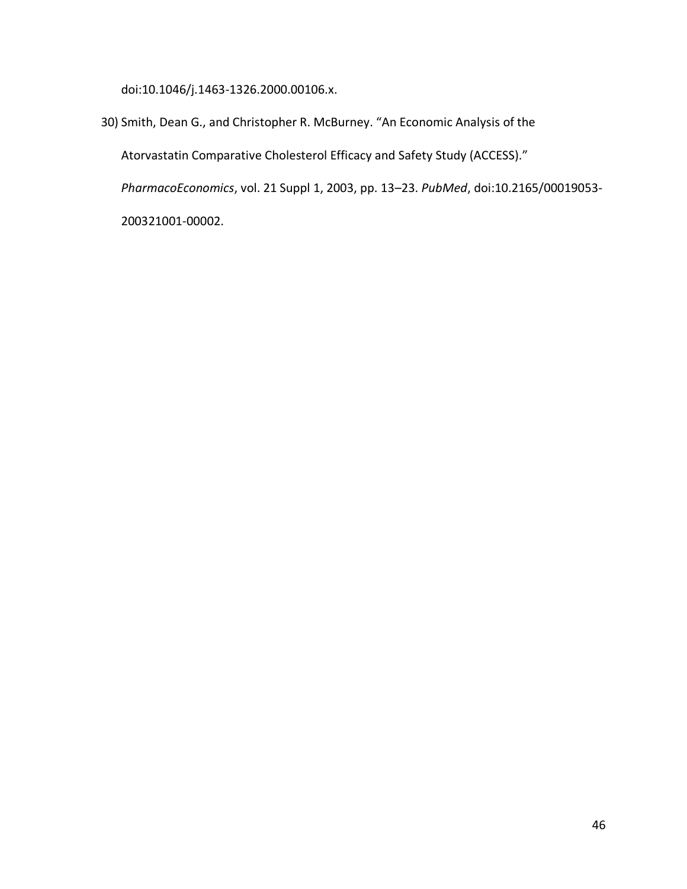doi:10.1046/j.1463-1326.2000.00106.x.

30) Smith, Dean G., and Christopher R. McBurney. “An Economic Analysis of the Atorvastatin Comparative Cholesterol Efficacy and Safety Study (ACCESS).” *PharmacoEconomics*, vol. 21 Suppl 1, 2003, pp. 13–23. *PubMed*, doi:10.2165/00019053-200321001-00002.